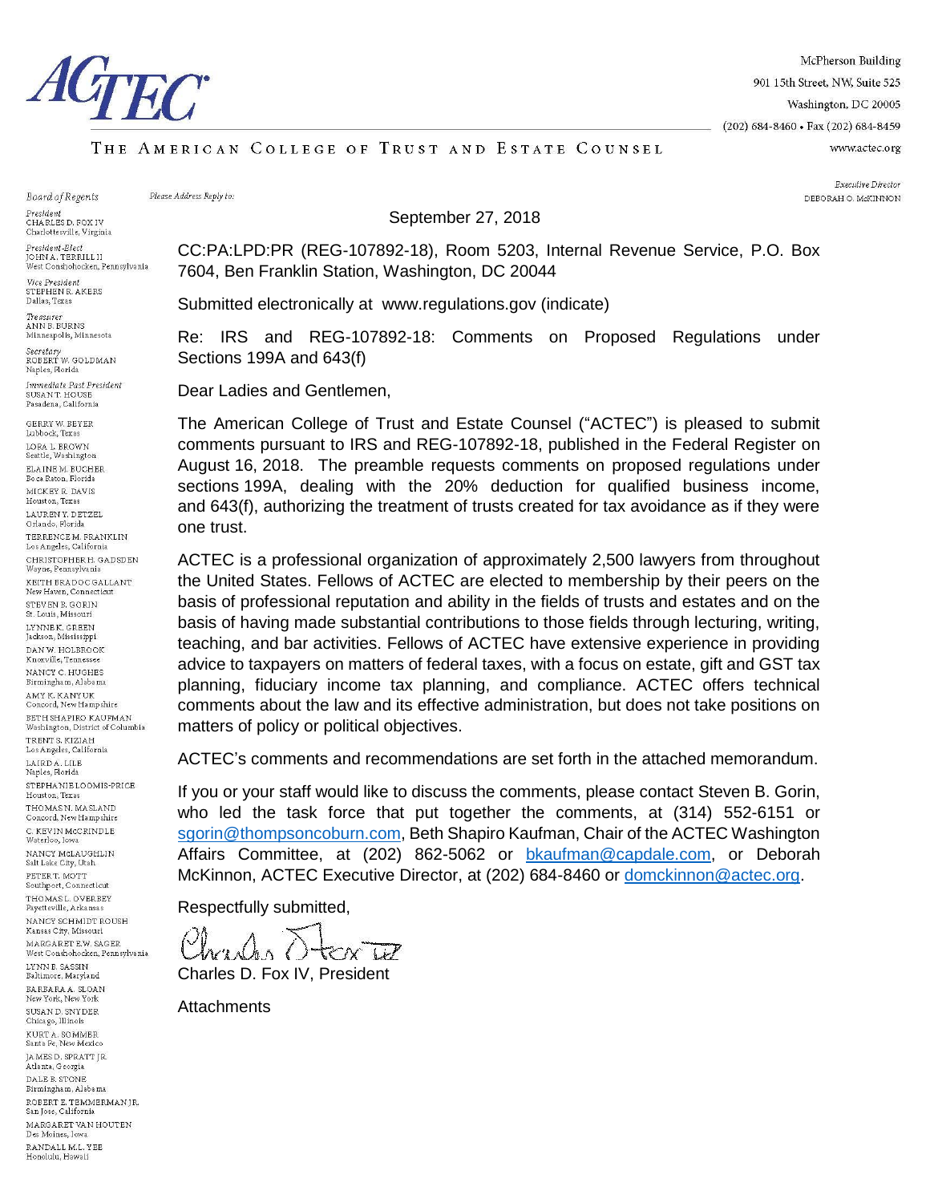# ACTEC

# THE AMERICAN COLLEGE OF TRUST AND ESTATE COUNSEL

McPherson Building
901 15th Street, NW, Suite 525
Washington, DC 20005
(202) 684-8460 • Fax (202) 684-8459
www.actec.org

*Executive Director*
DEBORAH O. McKINNON

*Board of Regents*

*President*
CHARLES D. FOX IV
Charlottesville, Virginia

*President-Elect*
JOHN A. TERRILL II
West Conshohocken, Pennsylvania

*Vice President*
STEPHEN R. AKERS
Dallas, Texas

*Treasurer*
ANN B. BURNS
Minneapolis, Minnesota

*Secretary*
ROBERT W. GOLDMAN
Naples, Florida

*Immediate Past President*
SUSAN T. HOUSE
Pasadena, California

GERRY W. BEYER
Lubbock, Texas

LORA L. BROWN
Seattle, Washington

ELAINE M. BUCHER
Boca Raton, Florida

MICKEY R. DAVIS
Houston, Texas

LAUREN Y. DETZEL
Orlando, Florida

TERRENCE M. FRANKLIN
Los Angeles, California

CHRISTOPHER H. GADSDEN
Wayne, Pennsylvania

KEITH BRADOC GALLANT
New Haven, Connecticut

STEVEN B. GORIN
St. Louis, Missouri

LYNNE K. GREEN
Jackson, Mississippi

DAN W. HOLBROOK
Knoxville, Tennessee

NANCY C. HUGHES
Birmingham, Alabama

AMY K. KANYUK
Concord, New Hampshire

BETH SHAPIRO KAUFMAN
Washington, District of Columbia

TRENT S. KIZIAH
Los Angeles, California

LAIRD A. LILE
Naples, Florida

STEPHANIE LOOMIS-PRICE
Houston, Texas

THOMAS N. MASLAND
Concord, New Hampshire

C. KEVIN MCCRINDLE
Waterloo, Iowa

NANCY MCLAUGHLIN
Salt Lake City, Utah

PETER T. MOTT
Southport, Connecticut

THOMAS L. OVERBEY
Fayetteville, Arkansas

NANCY SCHMIDT ROUSH
Kansas City, Missouri

MARGARET E.W. SAGER
West Conshohocken, Pennsylvania

LYNN B. SASSIN
Baltimore, Maryland

BARBARA A. SLOAN
New York, New York

SUSAN D. SNYDER
Chicago, Illinois

KURT A. SOMMER
Santa Fe, New Mexico

JAMES D. SPRATT JR.
Atlanta, Georgia

DALE B. STONE
Birmingham, Alabama

ROBERT E. TEMMERMAN JR.
San Jose, California

MARGARET VAN HOUTEN
Des Moines, Iowa

RANDALL M.L. YEE
Honolulu, Hawaii

*Please Address Reply to:*

September 27, 2018

CC:PA:LPD:PR (REG-107892-18), Room 5203, Internal Revenue Service, P.O. Box 7604, Ben Franklin Station, Washington, DC 20044

Submitted electronically at www.regulations.gov (indicate)

Re: IRS and REG-107892-18: Comments on Proposed Regulations under Sections 199A and 643(f)

Dear Ladies and Gentlemen,

The American College of Trust and Estate Counsel ("ACTEC") is pleased to submit comments pursuant to IRS and REG-107892-18, published in the Federal Register on August 16, 2018. The preamble requests comments on proposed regulations under sections 199A, dealing with the 20% deduction for qualified business income, and 643(f), authorizing the treatment of trusts created for tax avoidance as if they were one trust.

ACTEC is a professional organization of approximately 2,500 lawyers from throughout the United States. Fellows of ACTEC are elected to membership by their peers on the basis of professional reputation and ability in the fields of trusts and estates and on the basis of having made substantial contributions to those fields through lecturing, writing, teaching, and bar activities. Fellows of ACTEC have extensive experience in providing advice to taxpayers on matters of federal taxes, with a focus on estate, gift and GST tax planning, fiduciary income tax planning, and compliance. ACTEC offers technical comments about the law and its effective administration, but does not take positions on matters of policy or political objectives.

ACTEC's comments and recommendations are set forth in the attached memorandum.

If you or your staff would like to discuss the comments, please contact Steven B. Gorin, who led the task force that put together the comments, at (314) 552-6151 or sgorin@thompsoncoburn.com, Beth Shapiro Kaufman, Chair of the ACTEC Washington Affairs Committee, at (202) 862-5062 or bkaufman@capdale.com, or Deborah McKinnon, ACTEC Executive Director, at (202) 684-8460 or domckinnon@actec.org.

Respectfully submitted,

Charles D. Fox IV, President

Attachments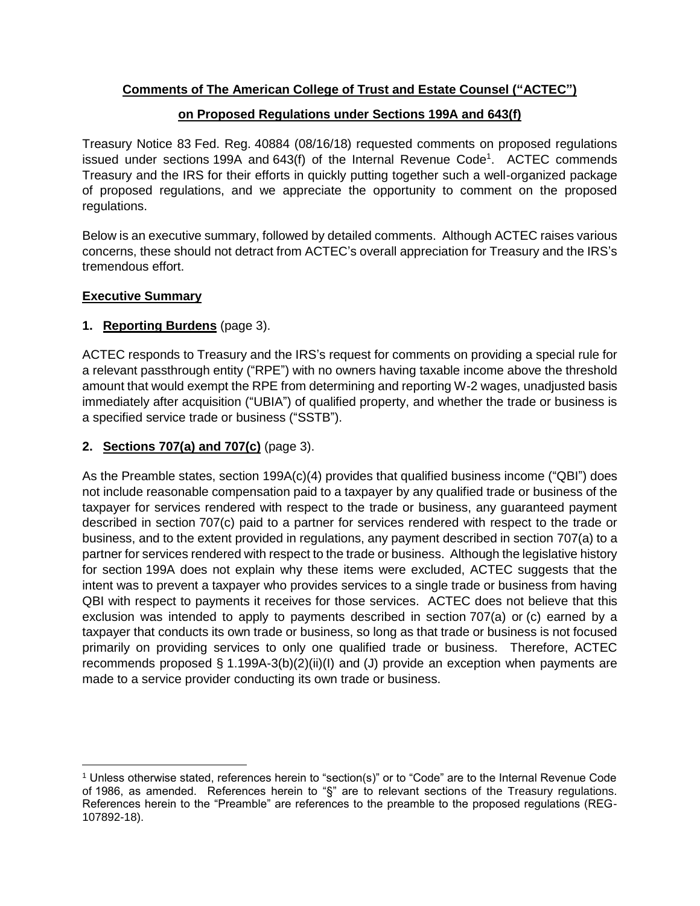**Comments of The American College of Trust and Estate Counsel ("ACTEC")**

**on Proposed Regulations under Sections 199A and 643(f)**

Treasury Notice 83 Fed. Reg. 40884 (08/16/18) requested comments on proposed regulations issued under sections 199A and 643(f) of the Internal Revenue Code[1]. ACTEC commends Treasury and the IRS for their efforts in quickly putting together such a well-organized package of proposed regulations, and we appreciate the opportunity to comment on the proposed regulations.

Below is an executive summary, followed by detailed comments. Although ACTEC raises various concerns, these should not detract from ACTEC's overall appreciation for Treasury and the IRS's tremendous effort.

**Executive Summary**

**1. Reporting Burdens** (page 3).

ACTEC responds to Treasury and the IRS's request for comments on providing a special rule for a relevant passthrough entity ("RPE") with no owners having taxable income above the threshold amount that would exempt the RPE from determining and reporting W-2 wages, unadjusted basis immediately after acquisition ("UBIA") of qualified property, and whether the trade or business is a specified service trade or business ("SSTB").

**2. Sections 707(a) and 707(c)** (page 3).

As the Preamble states, section 199A(c)(4) provides that qualified business income ("QBI") does not include reasonable compensation paid to a taxpayer by any qualified trade or business of the taxpayer for services rendered with respect to the trade or business, any guaranteed payment described in section 707(c) paid to a partner for services rendered with respect to the trade or business, and to the extent provided in regulations, any payment described in section 707(a) to a partner for services rendered with respect to the trade or business. Although the legislative history for section 199A does not explain why these items were excluded, ACTEC suggests that the intent was to prevent a taxpayer who provides services to a single trade or business from having QBI with respect to payments it receives for those services. ACTEC does not believe that this exclusion was intended to apply to payments described in section 707(a) or (c) earned by a taxpayer that conducts its own trade or business, so long as that trade or business is not focused primarily on providing services to only one qualified trade or business. Therefore, ACTEC recommends proposed § 1.199A-3(b)(2)(ii)(I) and (J) provide an exception when payments are made to a service provider conducting its own trade or business.

[1] Unless otherwise stated, references herein to "section(s)" or to "Code" are to the Internal Revenue Code of 1986, as amended. References herein to "§" are to relevant sections of the Treasury regulations. References herein to the "Preamble" are references to the preamble to the proposed regulations (REG-107892-18).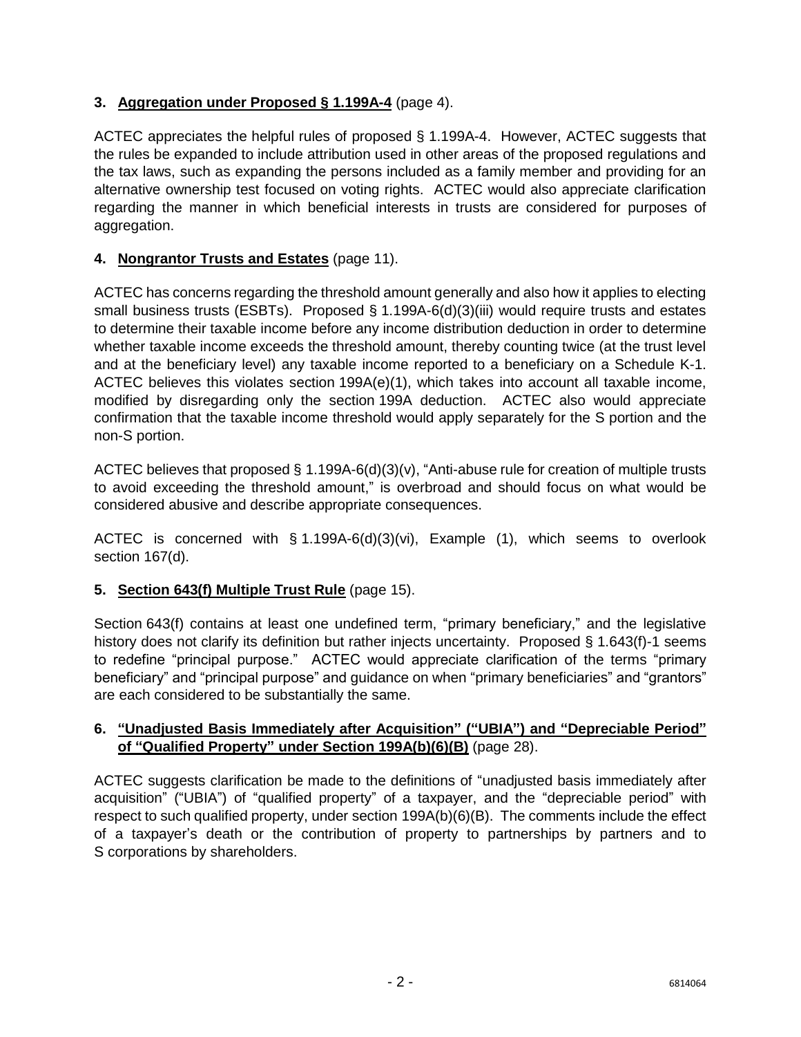**3. <u>Aggregation under Proposed § 1.199A-4</u>** (page 4).

ACTEC appreciates the helpful rules of proposed § 1.199A-4. However, ACTEC suggests that the rules be expanded to include attribution used in other areas of the proposed regulations and the tax laws, such as expanding the persons included as a family member and providing for an alternative ownership test focused on voting rights. ACTEC would also appreciate clarification regarding the manner in which beneficial interests in trusts are considered for purposes of aggregation.

**4. <u>Nongrantor Trusts and Estates</u>** (page 11).

ACTEC has concerns regarding the threshold amount generally and also how it applies to electing small business trusts (ESBTs). Proposed § 1.199A-6(d)(3)(iii) would require trusts and estates to determine their taxable income before any income distribution deduction in order to determine whether taxable income exceeds the threshold amount, thereby counting twice (at the trust level and at the beneficiary level) any taxable income reported to a beneficiary on a Schedule K-1. ACTEC believes this violates section 199A(e)(1), which takes into account all taxable income, modified by disregarding only the section 199A deduction. ACTEC also would appreciate confirmation that the taxable income threshold would apply separately for the S portion and the non-S portion.

ACTEC believes that proposed § 1.199A-6(d)(3)(v), "Anti-abuse rule for creation of multiple trusts to avoid exceeding the threshold amount," is overbroad and should focus on what would be considered abusive and describe appropriate consequences.

ACTEC is concerned with § 1.199A-6(d)(3)(vi), Example (1), which seems to overlook section 167(d).

**5. <u>Section 643(f) Multiple Trust Rule</u>** (page 15).

Section 643(f) contains at least one undefined term, "primary beneficiary," and the legislative history does not clarify its definition but rather injects uncertainty. Proposed § 1.643(f)-1 seems to redefine "principal purpose." ACTEC would appreciate clarification of the terms "primary beneficiary" and "principal purpose" and guidance on when "primary beneficiaries" and "grantors" are each considered to be substantially the same.

**6. <u>"Unadjusted Basis Immediately after Acquisition" ("UBIA") and "Depreciable Period" of "Qualified Property" under Section 199A(b)(6)(B)</u>** (page 28).

ACTEC suggests clarification be made to the definitions of "unadjusted basis immediately after acquisition" ("UBIA") of "qualified property" of a taxpayer, and the "depreciable period" with respect to such qualified property, under section 199A(b)(6)(B). The comments include the effect of a taxpayer's death or the contribution of property to partnerships by partners and to S corporations by shareholders.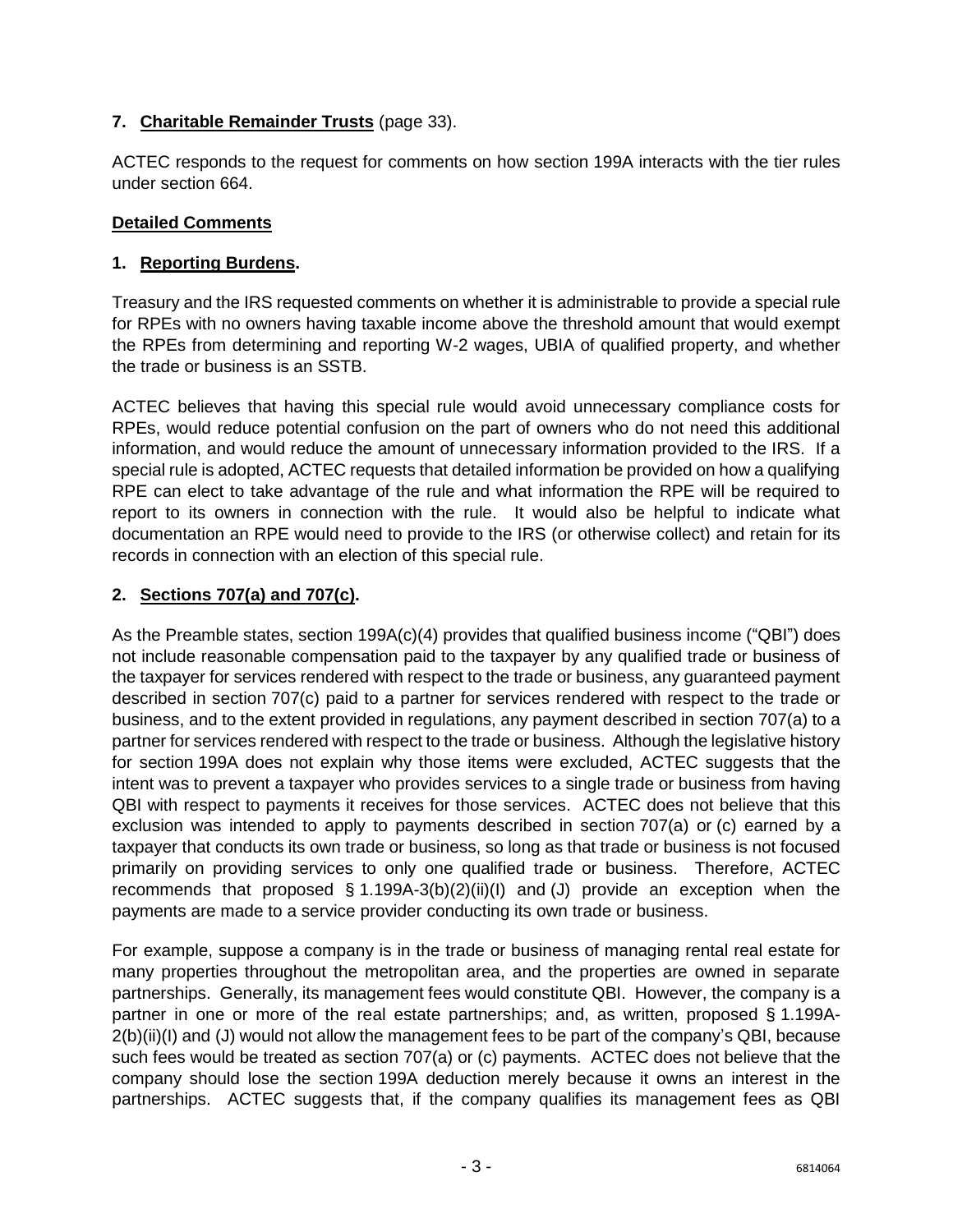**7. <u>Charitable Remainder Trusts</u>** (page 33).

ACTEC responds to the request for comments on how section 199A interacts with the tier rules under section 664.

**<u>Detailed Comments</u>**

**1. <u>Reporting Burdens</u>.**

Treasury and the IRS requested comments on whether it is administrable to provide a special rule for RPEs with no owners having taxable income above the threshold amount that would exempt the RPEs from determining and reporting W-2 wages, UBIA of qualified property, and whether the trade or business is an SSTB.

ACTEC believes that having this special rule would avoid unnecessary compliance costs for RPEs, would reduce potential confusion on the part of owners who do not need this additional information, and would reduce the amount of unnecessary information provided to the IRS. If a special rule is adopted, ACTEC requests that detailed information be provided on how a qualifying RPE can elect to take advantage of the rule and what information the RPE will be required to report to its owners in connection with the rule. It would also be helpful to indicate what documentation an RPE would need to provide to the IRS (or otherwise collect) and retain for its records in connection with an election of this special rule.

**2. <u>Sections 707(a) and 707(c)</u>.**

As the Preamble states, section 199A(c)(4) provides that qualified business income ("QBI") does not include reasonable compensation paid to the taxpayer by any qualified trade or business of the taxpayer for services rendered with respect to the trade or business, any guaranteed payment described in section 707(c) paid to a partner for services rendered with respect to the trade or business, and to the extent provided in regulations, any payment described in section 707(a) to a partner for services rendered with respect to the trade or business. Although the legislative history for section 199A does not explain why those items were excluded, ACTEC suggests that the intent was to prevent a taxpayer who provides services to a single trade or business from having QBI with respect to payments it receives for those services. ACTEC does not believe that this exclusion was intended to apply to payments described in section 707(a) or (c) earned by a taxpayer that conducts its own trade or business, so long as that trade or business is not focused primarily on providing services to only one qualified trade or business. Therefore, ACTEC recommends that proposed § 1.199A-3(b)(2)(ii)(I) and (J) provide an exception when the payments are made to a service provider conducting its own trade or business.

For example, suppose a company is in the trade or business of managing rental real estate for many properties throughout the metropolitan area, and the properties are owned in separate partnerships. Generally, its management fees would constitute QBI. However, the company is a partner in one or more of the real estate partnerships; and, as written, proposed § 1.199A-2(b)(ii)(I) and (J) would not allow the management fees to be part of the company's QBI, because such fees would be treated as section 707(a) or (c) payments. ACTEC does not believe that the company should lose the section 199A deduction merely because it owns an interest in the partnerships. ACTEC suggests that, if the company qualifies its management fees as QBI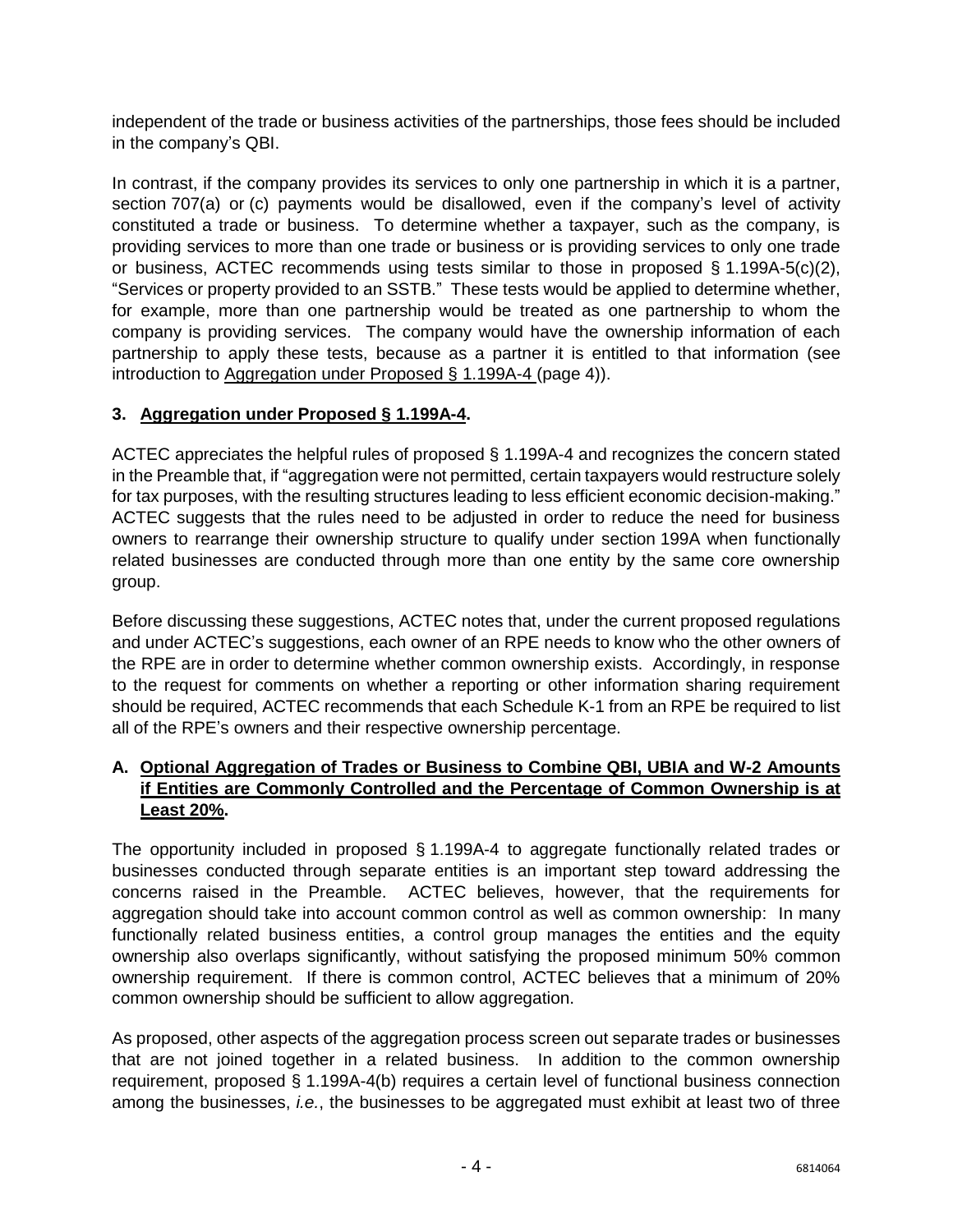independent of the trade or business activities of the partnerships, those fees should be included in the company's QBI.

In contrast, if the company provides its services to only one partnership in which it is a partner, section 707(a) or (c) payments would be disallowed, even if the company's level of activity constituted a trade or business. To determine whether a taxpayer, such as the company, is providing services to more than one trade or business or is providing services to only one trade or business, ACTEC recommends using tests similar to those in proposed § 1.199A-5(c)(2), "Services or property provided to an SSTB." These tests would be applied to determine whether, for example, more than one partnership would be treated as one partnership to whom the company is providing services. The company would have the ownership information of each partnership to apply these tests, because as a partner it is entitled to that information (see introduction to Aggregation under Proposed § 1.199A-4 (page 4)).

### 3. Aggregation under Proposed § 1.199A-4.

ACTEC appreciates the helpful rules of proposed § 1.199A-4 and recognizes the concern stated in the Preamble that, if "aggregation were not permitted, certain taxpayers would restructure solely for tax purposes, with the resulting structures leading to less efficient economic decision-making." ACTEC suggests that the rules need to be adjusted in order to reduce the need for business owners to rearrange their ownership structure to qualify under section 199A when functionally related businesses are conducted through more than one entity by the same core ownership group.

Before discussing these suggestions, ACTEC notes that, under the current proposed regulations and under ACTEC's suggestions, each owner of an RPE needs to know who the other owners of the RPE are in order to determine whether common ownership exists. Accordingly, in response to the request for comments on whether a reporting or other information sharing requirement should be required, ACTEC recommends that each Schedule K-1 from an RPE be required to list all of the RPE's owners and their respective ownership percentage.

#### A. Optional Aggregation of Trades or Business to Combine QBI, UBIA and W-2 Amounts if Entities are Commonly Controlled and the Percentage of Common Ownership is at Least 20%.

The opportunity included in proposed § 1.199A-4 to aggregate functionally related trades or businesses conducted through separate entities is an important step toward addressing the concerns raised in the Preamble. ACTEC believes, however, that the requirements for aggregation should take into account common control as well as common ownership: In many functionally related business entities, a control group manages the entities and the equity ownership also overlaps significantly, without satisfying the proposed minimum 50% common ownership requirement. If there is common control, ACTEC believes that a minimum of 20% common ownership should be sufficient to allow aggregation.

As proposed, other aspects of the aggregation process screen out separate trades or businesses that are not joined together in a related business. In addition to the common ownership requirement, proposed § 1.199A-4(b) requires a certain level of functional business connection among the businesses, *i.e.*, the businesses to be aggregated must exhibit at least two of three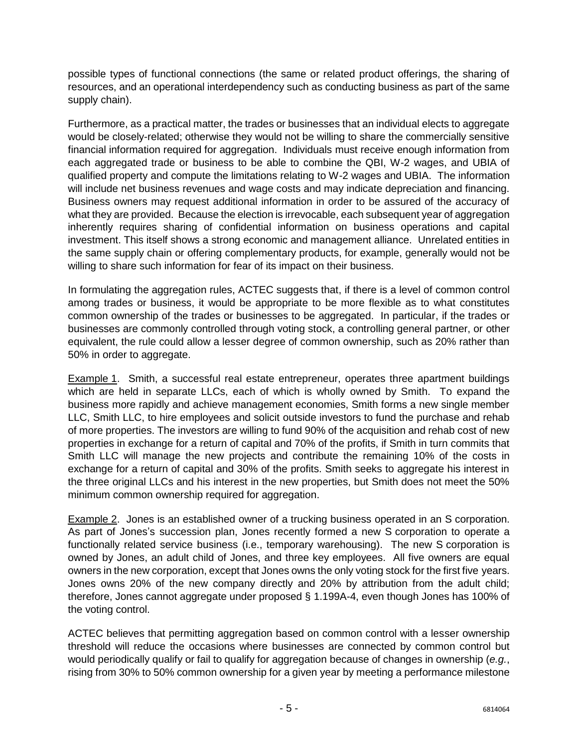possible types of functional connections (the same or related product offerings, the sharing of resources, and an operational interdependency such as conducting business as part of the same supply chain).

Furthermore, as a practical matter, the trades or businesses that an individual elects to aggregate would be closely-related; otherwise they would not be willing to share the commercially sensitive financial information required for aggregation. Individuals must receive enough information from each aggregated trade or business to be able to combine the QBI, W-2 wages, and UBIA of qualified property and compute the limitations relating to W-2 wages and UBIA. The information will include net business revenues and wage costs and may indicate depreciation and financing. Business owners may request additional information in order to be assured of the accuracy of what they are provided. Because the election is irrevocable, each subsequent year of aggregation inherently requires sharing of confidential information on business operations and capital investment. This itself shows a strong economic and management alliance. Unrelated entities in the same supply chain or offering complementary products, for example, generally would not be willing to share such information for fear of its impact on their business.

In formulating the aggregation rules, ACTEC suggests that, if there is a level of common control among trades or business, it would be appropriate to be more flexible as to what constitutes common ownership of the trades or businesses to be aggregated. In particular, if the trades or businesses are commonly controlled through voting stock, a controlling general partner, or other equivalent, the rule could allow a lesser degree of common ownership, such as 20% rather than 50% in order to aggregate.

<u>Example 1</u>. Smith, a successful real estate entrepreneur, operates three apartment buildings which are held in separate LLCs, each of which is wholly owned by Smith. To expand the business more rapidly and achieve management economies, Smith forms a new single member LLC, Smith LLC, to hire employees and solicit outside investors to fund the purchase and rehab of more properties. The investors are willing to fund 90% of the acquisition and rehab cost of new properties in exchange for a return of capital and 70% of the profits, if Smith in turn commits that Smith LLC will manage the new projects and contribute the remaining 10% of the costs in exchange for a return of capital and 30% of the profits. Smith seeks to aggregate his interest in the three original LLCs and his interest in the new properties, but Smith does not meet the 50% minimum common ownership required for aggregation.

<u>Example 2</u>. Jones is an established owner of a trucking business operated in an S corporation. As part of Jones's succession plan, Jones recently formed a new S corporation to operate a functionally related service business (i.e., temporary warehousing). The new S corporation is owned by Jones, an adult child of Jones, and three key employees. All five owners are equal owners in the new corporation, except that Jones owns the only voting stock for the first five years. Jones owns 20% of the new company directly and 20% by attribution from the adult child; therefore, Jones cannot aggregate under proposed § 1.199A-4, even though Jones has 100% of the voting control.

ACTEC believes that permitting aggregation based on common control with a lesser ownership threshold will reduce the occasions where businesses are connected by common control but would periodically qualify or fail to qualify for aggregation because of changes in ownership (*e.g.*, rising from 30% to 50% common ownership for a given year by meeting a performance milestone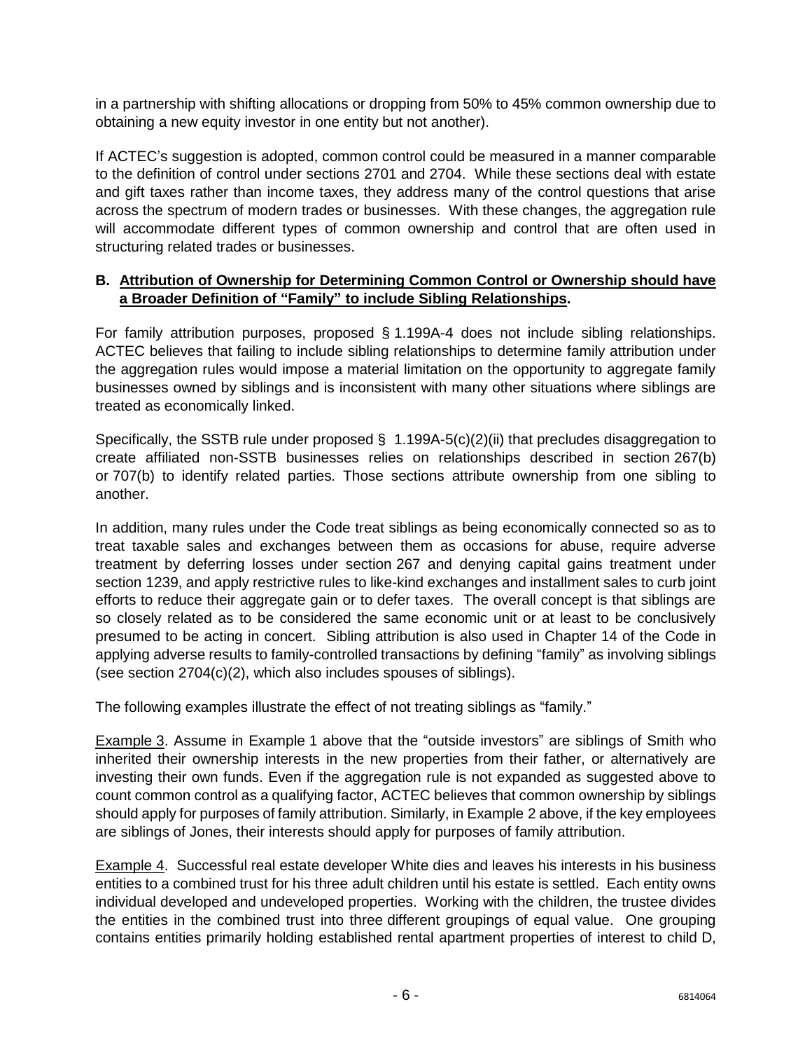in a partnership with shifting allocations or dropping from 50% to 45% common ownership due to obtaining a new equity investor in one entity but not another).

If ACTEC's suggestion is adopted, common control could be measured in a manner comparable to the definition of control under sections 2701 and 2704. While these sections deal with estate and gift taxes rather than income taxes, they address many of the control questions that arise across the spectrum of modern trades or businesses. With these changes, the aggregation rule will accommodate different types of common ownership and control that are often used in structuring related trades or businesses.

### B. <u>Attribution of Ownership for Determining Common Control or Ownership should have a Broader Definition of "Family" to include Sibling Relationships</u>.

For family attribution purposes, proposed § 1.199A-4 does not include sibling relationships. ACTEC believes that failing to include sibling relationships to determine family attribution under the aggregation rules would impose a material limitation on the opportunity to aggregate family businesses owned by siblings and is inconsistent with many other situations where siblings are treated as economically linked.

Specifically, the SSTB rule under proposed § 1.199A-5(c)(2)(ii) that precludes disaggregation to create affiliated non-SSTB businesses relies on relationships described in section 267(b) or 707(b) to identify related parties. Those sections attribute ownership from one sibling to another.

In addition, many rules under the Code treat siblings as being economically connected so as to treat taxable sales and exchanges between them as occasions for abuse, require adverse treatment by deferring losses under section 267 and denying capital gains treatment under section 1239, and apply restrictive rules to like-kind exchanges and installment sales to curb joint efforts to reduce their aggregate gain or to defer taxes. The overall concept is that siblings are so closely related as to be considered the same economic unit or at least to be conclusively presumed to be acting in concert. Sibling attribution is also used in Chapter 14 of the Code in applying adverse results to family-controlled transactions by defining "family" as involving siblings (see section 2704(c)(2), which also includes spouses of siblings).

The following examples illustrate the effect of not treating siblings as "family."

<u>Example 3</u>. Assume in Example 1 above that the "outside investors" are siblings of Smith who inherited their ownership interests in the new properties from their father, or alternatively are investing their own funds. Even if the aggregation rule is not expanded as suggested above to count common control as a qualifying factor, ACTEC believes that common ownership by siblings should apply for purposes of family attribution. Similarly, in Example 2 above, if the key employees are siblings of Jones, their interests should apply for purposes of family attribution.

<u>Example 4</u>. Successful real estate developer White dies and leaves his interests in his business entities to a combined trust for his three adult children until his estate is settled. Each entity owns individual developed and undeveloped properties. Working with the children, the trustee divides the entities in the combined trust into three different groupings of equal value. One grouping contains entities primarily holding established rental apartment properties of interest to child D,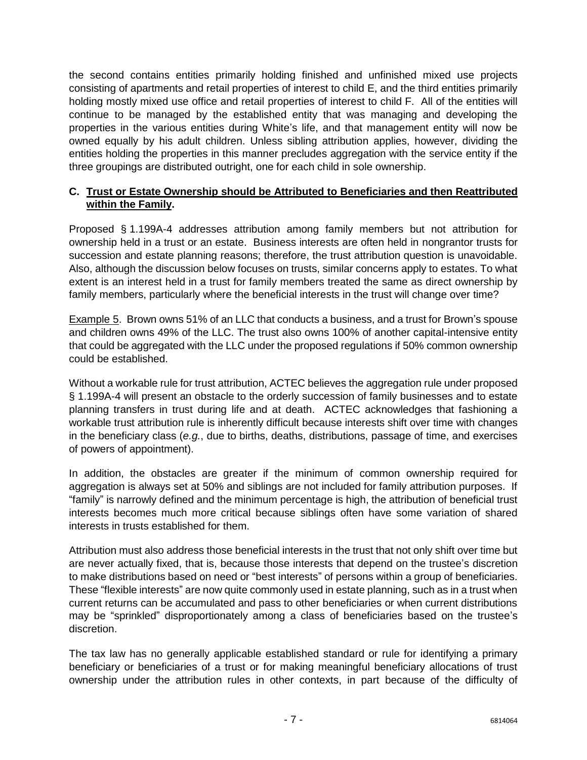the second contains entities primarily holding finished and unfinished mixed use projects consisting of apartments and retail properties of interest to child E, and the third entities primarily holding mostly mixed use office and retail properties of interest to child F. All of the entities will continue to be managed by the established entity that was managing and developing the properties in the various entities during White's life, and that management entity will now be owned equally by his adult children. Unless sibling attribution applies, however, dividing the entities holding the properties in this manner precludes aggregation with the service entity if the three groupings are distributed outright, one for each child in sole ownership.

### C. **<u>Trust or Estate Ownership should be Attributed to Beneficiaries and then Reattributed within the Family</u>.**

Proposed § 1.199A-4 addresses attribution among family members but not attribution for ownership held in a trust or an estate. Business interests are often held in nongrantor trusts for succession and estate planning reasons; therefore, the trust attribution question is unavoidable. Also, although the discussion below focuses on trusts, similar concerns apply to estates. To what extent is an interest held in a trust for family members treated the same as direct ownership by family members, particularly where the beneficial interests in the trust will change over time?

<u>Example 5</u>. Brown owns 51% of an LLC that conducts a business, and a trust for Brown's spouse and children owns 49% of the LLC. The trust also owns 100% of another capital-intensive entity that could be aggregated with the LLC under the proposed regulations if 50% common ownership could be established.

Without a workable rule for trust attribution, ACTEC believes the aggregation rule under proposed § 1.199A-4 will present an obstacle to the orderly succession of family businesses and to estate planning transfers in trust during life and at death. ACTEC acknowledges that fashioning a workable trust attribution rule is inherently difficult because interests shift over time with changes in the beneficiary class (*e.g.*, due to births, deaths, distributions, passage of time, and exercises of powers of appointment).

In addition, the obstacles are greater if the minimum of common ownership required for aggregation is always set at 50% and siblings are not included for family attribution purposes. If "family" is narrowly defined and the minimum percentage is high, the attribution of beneficial trust interests becomes much more critical because siblings often have some variation of shared interests in trusts established for them.

Attribution must also address those beneficial interests in the trust that not only shift over time but are never actually fixed, that is, because those interests that depend on the trustee's discretion to make distributions based on need or "best interests" of persons within a group of beneficiaries. These "flexible interests" are now quite commonly used in estate planning, such as in a trust when current returns can be accumulated and pass to other beneficiaries or when current distributions may be "sprinkled" disproportionately among a class of beneficiaries based on the trustee's discretion.

The tax law has no generally applicable established standard or rule for identifying a primary beneficiary or beneficiaries of a trust or for making meaningful beneficiary allocations of trust ownership under the attribution rules in other contexts, in part because of the difficulty of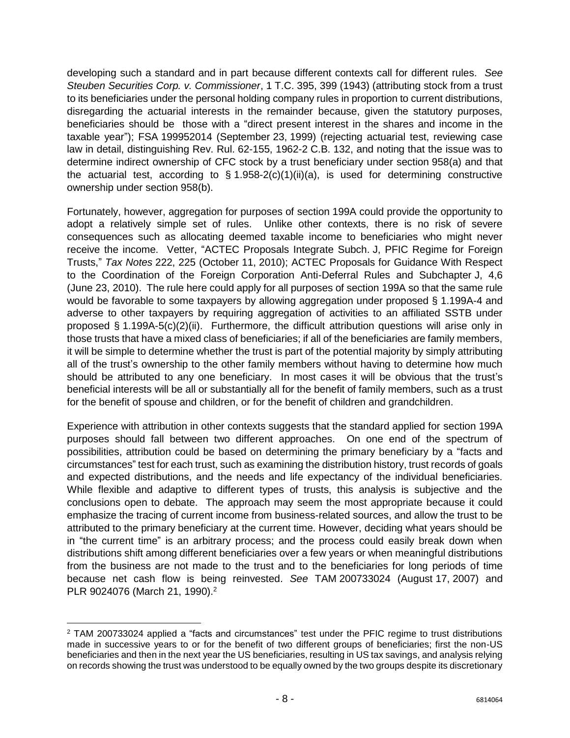developing such a standard and in part because different contexts call for different rules. *See Steuben Securities Corp. v. Commissioner*, 1 T.C. 395, 399 (1943) (attributing stock from a trust to its beneficiaries under the personal holding company rules in proportion to current distributions, disregarding the actuarial interests in the remainder because, given the statutory purposes, beneficiaries should be those with a "direct present interest in the shares and income in the taxable year"); FSA 199952014 (September 23, 1999) (rejecting actuarial test, reviewing case law in detail, distinguishing Rev. Rul. 62-155, 1962-2 C.B. 132, and noting that the issue was to determine indirect ownership of CFC stock by a trust beneficiary under section 958(a) and that the actuarial test, according to § 1.958-2(c)(1)(ii)(a), is used for determining constructive ownership under section 958(b).

Fortunately, however, aggregation for purposes of section 199A could provide the opportunity to adopt a relatively simple set of rules. Unlike other contexts, there is no risk of severe consequences such as allocating deemed taxable income to beneficiaries who might never receive the income. Vetter, "ACTEC Proposals Integrate Subch. J, PFIC Regime for Foreign Trusts," *Tax Notes* 222, 225 (October 11, 2010); ACTEC Proposals for Guidance With Respect to the Coordination of the Foreign Corporation Anti-Deferral Rules and Subchapter J, 4,6 (June 23, 2010). The rule here could apply for all purposes of section 199A so that the same rule would be favorable to some taxpayers by allowing aggregation under proposed § 1.199A-4 and adverse to other taxpayers by requiring aggregation of activities to an affiliated SSTB under proposed § 1.199A-5(c)(2)(ii). Furthermore, the difficult attribution questions will arise only in those trusts that have a mixed class of beneficiaries; if all of the beneficiaries are family members, it will be simple to determine whether the trust is part of the potential majority by simply attributing all of the trust's ownership to the other family members without having to determine how much should be attributed to any one beneficiary. In most cases it will be obvious that the trust's beneficial interests will be all or substantially all for the benefit of family members, such as a trust for the benefit of spouse and children, or for the benefit of children and grandchildren.

Experience with attribution in other contexts suggests that the standard applied for section 199A purposes should fall between two different approaches. On one end of the spectrum of possibilities, attribution could be based on determining the primary beneficiary by a "facts and circumstances" test for each trust, such as examining the distribution history, trust records of goals and expected distributions, and the needs and life expectancy of the individual beneficiaries. While flexible and adaptive to different types of trusts, this analysis is subjective and the conclusions open to debate. The approach may seem the most appropriate because it could emphasize the tracing of current income from business-related sources, and allow the trust to be attributed to the primary beneficiary at the current time. However, deciding what years should be in "the current time" is an arbitrary process; and the process could easily break down when distributions shift among different beneficiaries over a few years or when meaningful distributions from the business are not made to the trust and to the beneficiaries for long periods of time because net cash flow is being reinvested. *See* TAM 200733024 (August 17, 2007) and PLR 9024076 (March 21, 1990).[2]

---

[2] TAM 200733024 applied a "facts and circumstances" test under the PFIC regime to trust distributions made in successive years to or for the benefit of two different groups of beneficiaries; first the non-US beneficiaries and then in the next year the US beneficiaries, resulting in US tax savings, and analysis relying on records showing the trust was understood to be equally owned by the two groups despite its discretionary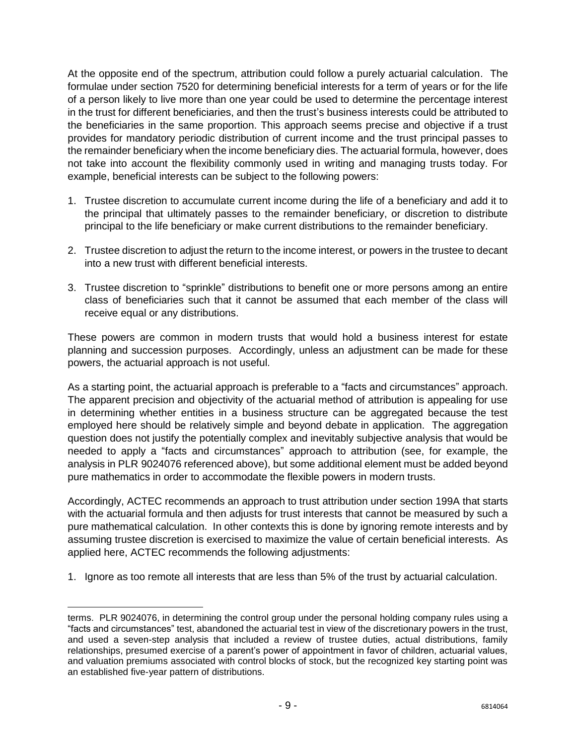At the opposite end of the spectrum, attribution could follow a purely actuarial calculation. The formulae under section 7520 for determining beneficial interests for a term of years or for the life of a person likely to live more than one year could be used to determine the percentage interest in the trust for different beneficiaries, and then the trust's business interests could be attributed to the beneficiaries in the same proportion. This approach seems precise and objective if a trust provides for mandatory periodic distribution of current income and the trust principal passes to the remainder beneficiary when the income beneficiary dies. The actuarial formula, however, does not take into account the flexibility commonly used in writing and managing trusts today. For example, beneficial interests can be subject to the following powers:

1. Trustee discretion to accumulate current income during the life of a beneficiary and add it to the principal that ultimately passes to the remainder beneficiary, or discretion to distribute principal to the life beneficiary or make current distributions to the remainder beneficiary.

2. Trustee discretion to adjust the return to the income interest, or powers in the trustee to decant into a new trust with different beneficial interests.

3. Trustee discretion to "sprinkle" distributions to benefit one or more persons among an entire class of beneficiaries such that it cannot be assumed that each member of the class will receive equal or any distributions.

These powers are common in modern trusts that would hold a business interest for estate planning and succession purposes. Accordingly, unless an adjustment can be made for these powers, the actuarial approach is not useful.

As a starting point, the actuarial approach is preferable to a "facts and circumstances" approach. The apparent precision and objectivity of the actuarial method of attribution is appealing for use in determining whether entities in a business structure can be aggregated because the test employed here should be relatively simple and beyond debate in application. The aggregation question does not justify the potentially complex and inevitably subjective analysis that would be needed to apply a "facts and circumstances" approach to attribution (see, for example, the analysis in PLR 9024076 referenced above), but some additional element must be added beyond pure mathematics in order to accommodate the flexible powers in modern trusts.

Accordingly, ACTEC recommends an approach to trust attribution under section 199A that starts with the actuarial formula and then adjusts for trust interests that cannot be measured by such a pure mathematical calculation. In other contexts this is done by ignoring remote interests and by assuming trustee discretion is exercised to maximize the value of certain beneficial interests. As applied here, ACTEC recommends the following adjustments:

1. Ignore as too remote all interests that are less than 5% of the trust by actuarial calculation.

---

terms. PLR 9024076, in determining the control group under the personal holding company rules using a "facts and circumstances" test, abandoned the actuarial test in view of the discretionary powers in the trust, and used a seven-step analysis that included a review of trustee duties, actual distributions, family relationships, presumed exercise of a parent's power of appointment in favor of children, actuarial values, and valuation premiums associated with control blocks of stock, but the recognized key starting point was an established five-year pattern of distributions.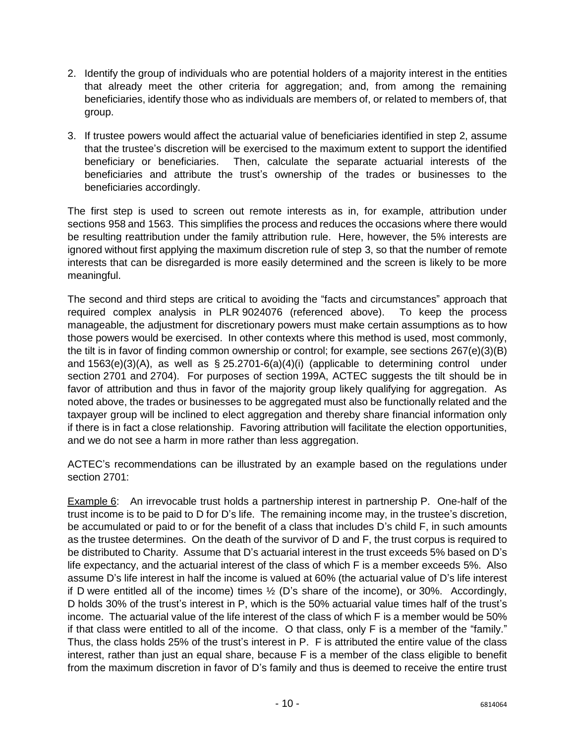2. Identify the group of individuals who are potential holders of a majority interest in the entities that already meet the other criteria for aggregation; and, from among the remaining beneficiaries, identify those who as individuals are members of, or related to members of, that group.

3. If trustee powers would affect the actuarial value of beneficiaries identified in step 2, assume that the trustee's discretion will be exercised to the maximum extent to support the identified beneficiary or beneficiaries. Then, calculate the separate actuarial interests of the beneficiaries and attribute the trust's ownership of the trades or businesses to the beneficiaries accordingly.

The first step is used to screen out remote interests as in, for example, attribution under sections 958 and 1563. This simplifies the process and reduces the occasions where there would be resulting reattribution under the family attribution rule. Here, however, the 5% interests are ignored without first applying the maximum discretion rule of step 3, so that the number of remote interests that can be disregarded is more easily determined and the screen is likely to be more meaningful.

The second and third steps are critical to avoiding the "facts and circumstances" approach that required complex analysis in PLR 9024076 (referenced above). To keep the process manageable, the adjustment for discretionary powers must make certain assumptions as to how those powers would be exercised. In other contexts where this method is used, most commonly, the tilt is in favor of finding common ownership or control; for example, see sections 267(e)(3)(B) and 1563(e)(3)(A), as well as § 25.2701-6(a)(4)(i) (applicable to determining control under section 2701 and 2704). For purposes of section 199A, ACTEC suggests the tilt should be in favor of attribution and thus in favor of the majority group likely qualifying for aggregation. As noted above, the trades or businesses to be aggregated must also be functionally related and the taxpayer group will be inclined to elect aggregation and thereby share financial information only if there is in fact a close relationship. Favoring attribution will facilitate the election opportunities, and we do not see a harm in more rather than less aggregation.

ACTEC's recommendations can be illustrated by an example based on the regulations under section 2701:

Example 6: An irrevocable trust holds a partnership interest in partnership P. One-half of the trust income is to be paid to D for D's life. The remaining income may, in the trustee's discretion, be accumulated or paid to or for the benefit of a class that includes D's child F, in such amounts as the trustee determines. On the death of the survivor of D and F, the trust corpus is required to be distributed to Charity. Assume that D's actuarial interest in the trust exceeds 5% based on D's life expectancy, and the actuarial interest of the class of which F is a member exceeds 5%. Also assume D's life interest in half the income is valued at 60% (the actuarial value of D's life interest if D were entitled all of the income) times ½ (D's share of the income), or 30%. Accordingly, D holds 30% of the trust's interest in P, which is the 50% actuarial value times half of the trust's income. The actuarial value of the life interest of the class of which F is a member would be 50% if that class were entitled to all of the income. O that class, only F is a member of the "family." Thus, the class holds 25% of the trust's interest in P. F is attributed the entire value of the class interest, rather than just an equal share, because F is a member of the class eligible to benefit from the maximum discretion in favor of D's family and thus is deemed to receive the entire trust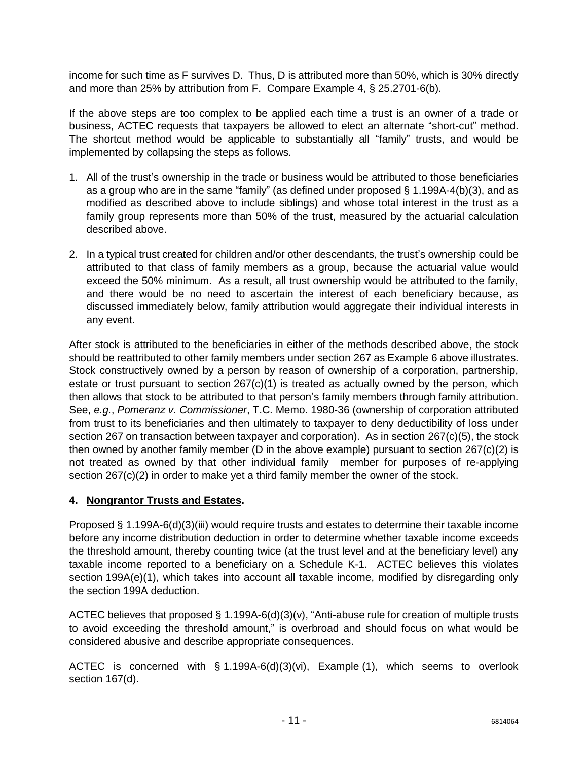income for such time as F survives D. Thus, D is attributed more than 50%, which is 30% directly and more than 25% by attribution from F. Compare Example 4, § 25.2701-6(b).

If the above steps are too complex to be applied each time a trust is an owner of a trade or business, ACTEC requests that taxpayers be allowed to elect an alternate "short-cut" method. The shortcut method would be applicable to substantially all "family" trusts, and would be implemented by collapsing the steps as follows.

1. All of the trust's ownership in the trade or business would be attributed to those beneficiaries as a group who are in the same "family" (as defined under proposed § 1.199A-4(b)(3), and as modified as described above to include siblings) and whose total interest in the trust as a family group represents more than 50% of the trust, measured by the actuarial calculation described above.

2. In a typical trust created for children and/or other descendants, the trust's ownership could be attributed to that class of family members as a group, because the actuarial value would exceed the 50% minimum. As a result, all trust ownership would be attributed to the family, and there would be no need to ascertain the interest of each beneficiary because, as discussed immediately below, family attribution would aggregate their individual interests in any event.

After stock is attributed to the beneficiaries in either of the methods described above, the stock should be reattributed to other family members under section 267 as Example 6 above illustrates. Stock constructively owned by a person by reason of ownership of a corporation, partnership, estate or trust pursuant to section 267(c)(1) is treated as actually owned by the person, which then allows that stock to be attributed to that person's family members through family attribution. See, *e.g.*, *Pomeranz v. Commissioner*, T.C. Memo. 1980-36 (ownership of corporation attributed from trust to its beneficiaries and then ultimately to taxpayer to deny deductibility of loss under section 267 on transaction between taxpayer and corporation). As in section 267(c)(5), the stock then owned by another family member (D in the above example) pursuant to section 267(c)(2) is not treated as owned by that other individual family member for purposes of re-applying section 267(c)(2) in order to make yet a third family member the owner of the stock.

### 4. <u>Nongrantor Trusts and Estates</u>.

Proposed § 1.199A-6(d)(3)(iii) would require trusts and estates to determine their taxable income before any income distribution deduction in order to determine whether taxable income exceeds the threshold amount, thereby counting twice (at the trust level and at the beneficiary level) any taxable income reported to a beneficiary on a Schedule K-1. ACTEC believes this violates section 199A(e)(1), which takes into account all taxable income, modified by disregarding only the section 199A deduction.

ACTEC believes that proposed § 1.199A-6(d)(3)(v), "Anti-abuse rule for creation of multiple trusts to avoid exceeding the threshold amount," is overbroad and should focus on what would be considered abusive and describe appropriate consequences.

ACTEC is concerned with § 1.199A-6(d)(3)(vi), Example (1), which seems to overlook section 167(d).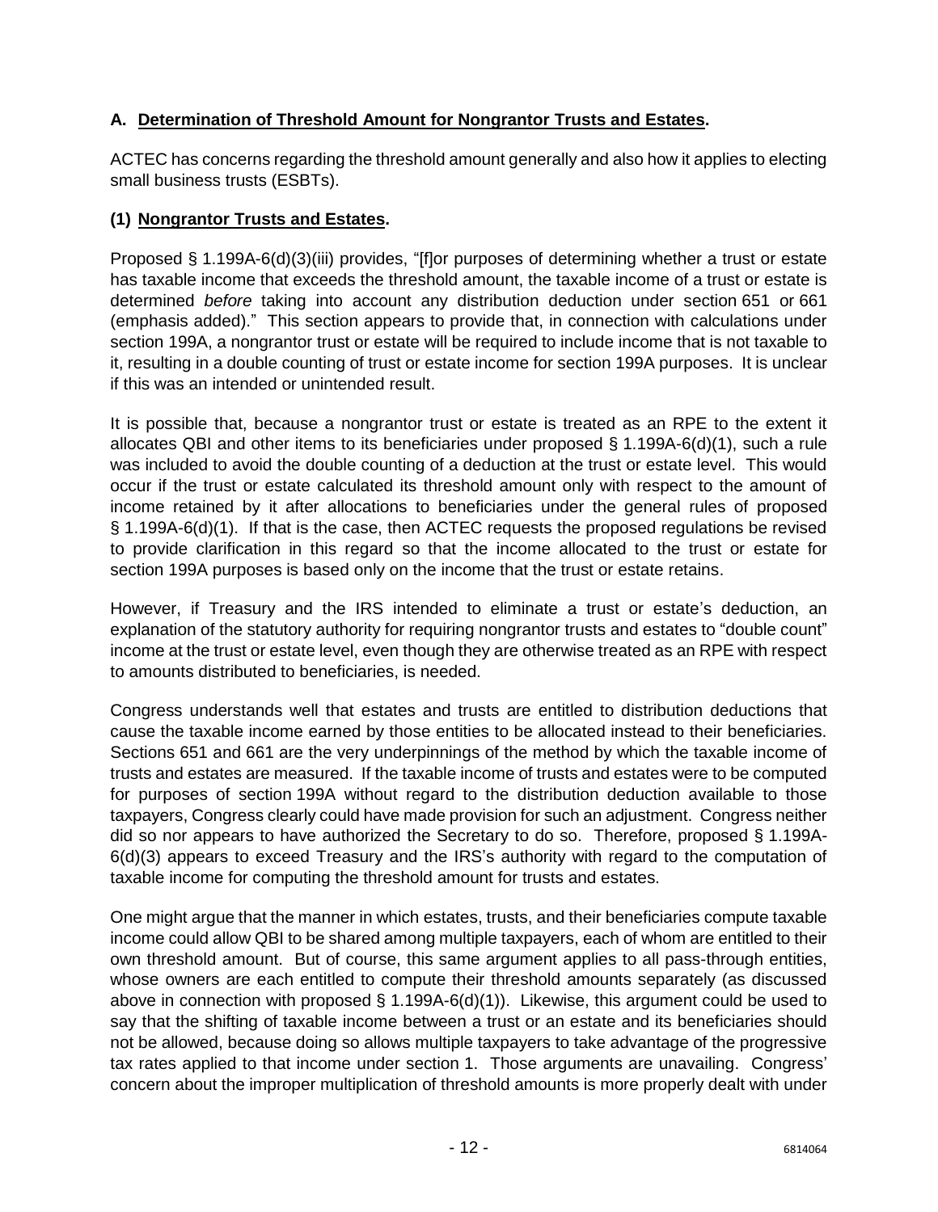### A. **Determination of Threshold Amount for Nongrantor Trusts and Estates.**

ACTEC has concerns regarding the threshold amount generally and also how it applies to electing small business trusts (ESBTs).

#### (1) **Nongrantor Trusts and Estates.**

Proposed § 1.199A-6(d)(3)(iii) provides, "[f]or purposes of determining whether a trust or estate has taxable income that exceeds the threshold amount, the taxable income of a trust or estate is determined *before* taking into account any distribution deduction under section 651 or 661 (emphasis added)." This section appears to provide that, in connection with calculations under section 199A, a nongrantor trust or estate will be required to include income that is not taxable to it, resulting in a double counting of trust or estate income for section 199A purposes. It is unclear if this was an intended or unintended result.

It is possible that, because a nongrantor trust or estate is treated as an RPE to the extent it allocates QBI and other items to its beneficiaries under proposed § 1.199A-6(d)(1), such a rule was included to avoid the double counting of a deduction at the trust or estate level. This would occur if the trust or estate calculated its threshold amount only with respect to the amount of income retained by it after allocations to beneficiaries under the general rules of proposed § 1.199A-6(d)(1). If that is the case, then ACTEC requests the proposed regulations be revised to provide clarification in this regard so that the income allocated to the trust or estate for section 199A purposes is based only on the income that the trust or estate retains.

However, if Treasury and the IRS intended to eliminate a trust or estate's deduction, an explanation of the statutory authority for requiring nongrantor trusts and estates to "double count" income at the trust or estate level, even though they are otherwise treated as an RPE with respect to amounts distributed to beneficiaries, is needed.

Congress understands well that estates and trusts are entitled to distribution deductions that cause the taxable income earned by those entities to be allocated instead to their beneficiaries. Sections 651 and 661 are the very underpinnings of the method by which the taxable income of trusts and estates are measured. If the taxable income of trusts and estates were to be computed for purposes of section 199A without regard to the distribution deduction available to those taxpayers, Congress clearly could have made provision for such an adjustment. Congress neither did so nor appears to have authorized the Secretary to do so. Therefore, proposed § 1.199A-6(d)(3) appears to exceed Treasury and the IRS's authority with regard to the computation of taxable income for computing the threshold amount for trusts and estates.

One might argue that the manner in which estates, trusts, and their beneficiaries compute taxable income could allow QBI to be shared among multiple taxpayers, each of whom are entitled to their own threshold amount. But of course, this same argument applies to all pass-through entities, whose owners are each entitled to compute their threshold amounts separately (as discussed above in connection with proposed § 1.199A-6(d)(1)). Likewise, this argument could be used to say that the shifting of taxable income between a trust or an estate and its beneficiaries should not be allowed, because doing so allows multiple taxpayers to take advantage of the progressive tax rates applied to that income under section 1. Those arguments are unavailing. Congress' concern about the improper multiplication of threshold amounts is more properly dealt with under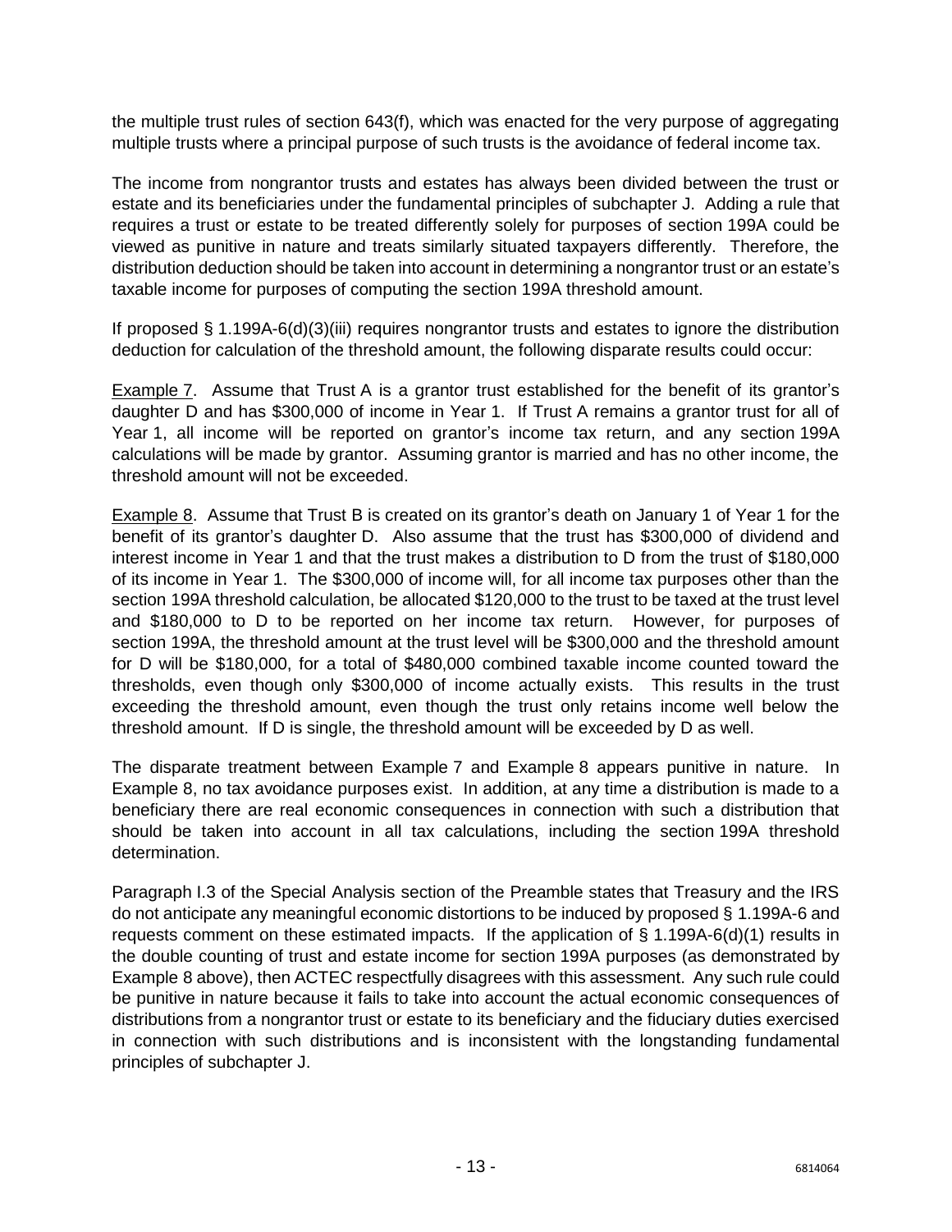the multiple trust rules of section 643(f), which was enacted for the very purpose of aggregating multiple trusts where a principal purpose of such trusts is the avoidance of federal income tax.

The income from nongrantor trusts and estates has always been divided between the trust or estate and its beneficiaries under the fundamental principles of subchapter J. Adding a rule that requires a trust or estate to be treated differently solely for purposes of section 199A could be viewed as punitive in nature and treats similarly situated taxpayers differently. Therefore, the distribution deduction should be taken into account in determining a nongrantor trust or an estate's taxable income for purposes of computing the section 199A threshold amount.

If proposed § 1.199A-6(d)(3)(iii) requires nongrantor trusts and estates to ignore the distribution deduction for calculation of the threshold amount, the following disparate results could occur:

Example 7. Assume that Trust A is a grantor trust established for the benefit of its grantor's daughter D and has \$300,000 of income in Year 1. If Trust A remains a grantor trust for all of Year 1, all income will be reported on grantor's income tax return, and any section 199A calculations will be made by grantor. Assuming grantor is married and has no other income, the threshold amount will not be exceeded.

Example 8. Assume that Trust B is created on its grantor's death on January 1 of Year 1 for the benefit of its grantor's daughter D. Also assume that the trust has \$300,000 of dividend and interest income in Year 1 and that the trust makes a distribution to D from the trust of \$180,000 of its income in Year 1. The \$300,000 of income will, for all income tax purposes other than the section 199A threshold calculation, be allocated \$120,000 to the trust to be taxed at the trust level and \$180,000 to D to be reported on her income tax return. However, for purposes of section 199A, the threshold amount at the trust level will be \$300,000 and the threshold amount for D will be \$180,000, for a total of \$480,000 combined taxable income counted toward the thresholds, even though only \$300,000 of income actually exists. This results in the trust exceeding the threshold amount, even though the trust only retains income well below the threshold amount. If D is single, the threshold amount will be exceeded by D as well.

The disparate treatment between Example 7 and Example 8 appears punitive in nature. In Example 8, no tax avoidance purposes exist. In addition, at any time a distribution is made to a beneficiary there are real economic consequences in connection with such a distribution that should be taken into account in all tax calculations, including the section 199A threshold determination.

Paragraph I.3 of the Special Analysis section of the Preamble states that Treasury and the IRS do not anticipate any meaningful economic distortions to be induced by proposed § 1.199A-6 and requests comment on these estimated impacts. If the application of § 1.199A-6(d)(1) results in the double counting of trust and estate income for section 199A purposes (as demonstrated by Example 8 above), then ACTEC respectfully disagrees with this assessment. Any such rule could be punitive in nature because it fails to take into account the actual economic consequences of distributions from a nongrantor trust or estate to its beneficiary and the fiduciary duties exercised in connection with such distributions and is inconsistent with the longstanding fundamental principles of subchapter J.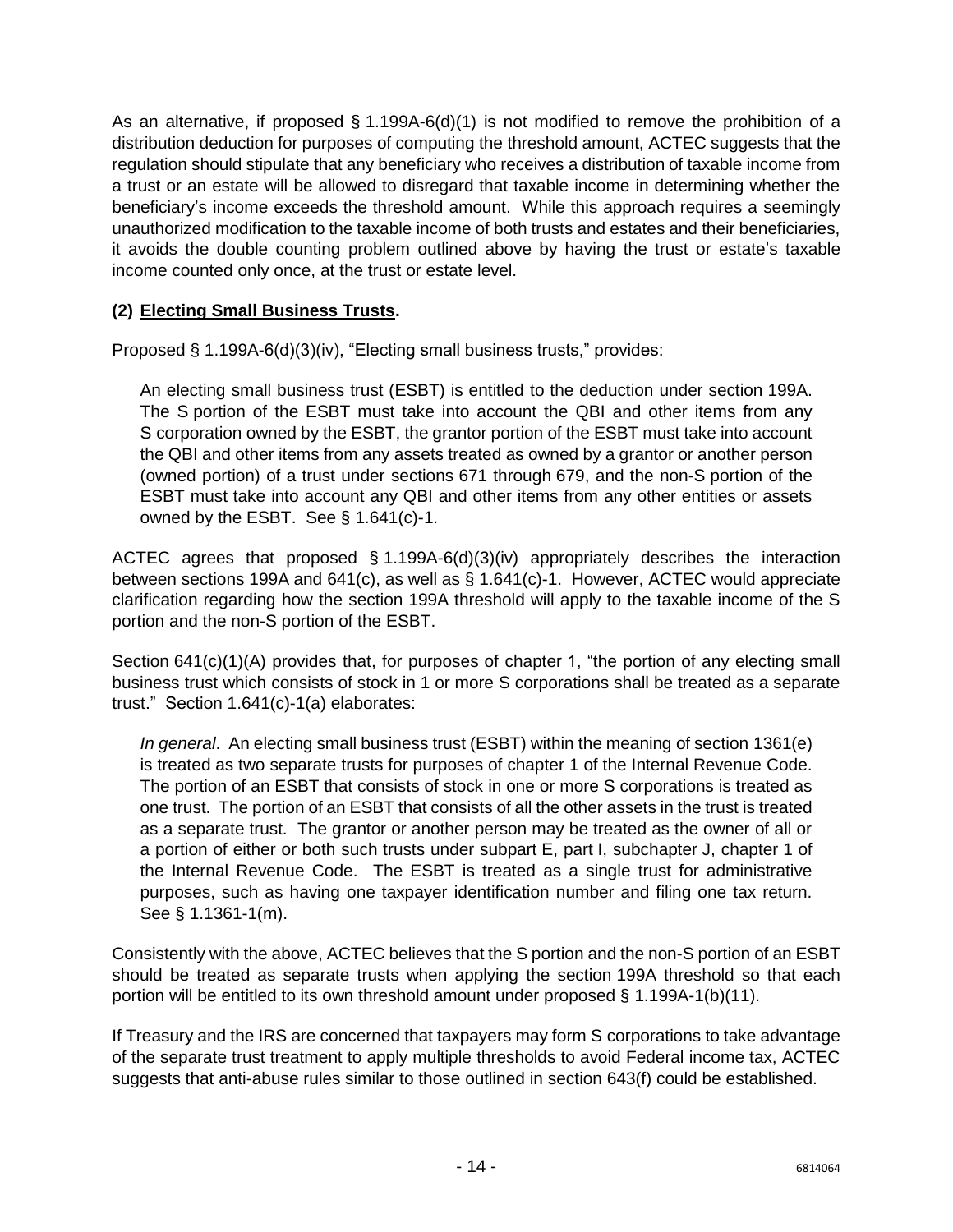As an alternative, if proposed § 1.199A-6(d)(1) is not modified to remove the prohibition of a distribution deduction for purposes of computing the threshold amount, ACTEC suggests that the regulation should stipulate that any beneficiary who receives a distribution of taxable income from a trust or an estate will be allowed to disregard that taxable income in determining whether the beneficiary's income exceeds the threshold amount. While this approach requires a seemingly unauthorized modification to the taxable income of both trusts and estates and their beneficiaries, it avoids the double counting problem outlined above by having the trust or estate's taxable income counted only once, at the trust or estate level.

**(2) <u>Electing Small Business Trusts</u>.**

Proposed § 1.199A-6(d)(3)(iv), "Electing small business trusts," provides:

> An electing small business trust (ESBT) is entitled to the deduction under section 199A. The S portion of the ESBT must take into account the QBI and other items from any S corporation owned by the ESBT, the grantor portion of the ESBT must take into account the QBI and other items from any assets treated as owned by a grantor or another person (owned portion) of a trust under sections 671 through 679, and the non-S portion of the ESBT must take into account any QBI and other items from any other entities or assets owned by the ESBT. See § 1.641(c)-1.

ACTEC agrees that proposed § 1.199A-6(d)(3)(iv) appropriately describes the interaction between sections 199A and 641(c), as well as § 1.641(c)-1. However, ACTEC would appreciate clarification regarding how the section 199A threshold will apply to the taxable income of the S portion and the non-S portion of the ESBT.

Section 641(c)(1)(A) provides that, for purposes of chapter 1, "the portion of any electing small business trust which consists of stock in 1 or more S corporations shall be treated as a separate trust." Section 1.641(c)-1(a) elaborates:

> *In general*. An electing small business trust (ESBT) within the meaning of section 1361(e) is treated as two separate trusts for purposes of chapter 1 of the Internal Revenue Code. The portion of an ESBT that consists of stock in one or more S corporations is treated as one trust. The portion of an ESBT that consists of all the other assets in the trust is treated as a separate trust. The grantor or another person may be treated as the owner of all or a portion of either or both such trusts under subpart E, part I, subchapter J, chapter 1 of the Internal Revenue Code. The ESBT is treated as a single trust for administrative purposes, such as having one taxpayer identification number and filing one tax return. See § 1.1361-1(m).

Consistently with the above, ACTEC believes that the S portion and the non-S portion of an ESBT should be treated as separate trusts when applying the section 199A threshold so that each portion will be entitled to its own threshold amount under proposed § 1.199A-1(b)(11).

If Treasury and the IRS are concerned that taxpayers may form S corporations to take advantage of the separate trust treatment to apply multiple thresholds to avoid Federal income tax, ACTEC suggests that anti-abuse rules similar to those outlined in section 643(f) could be established.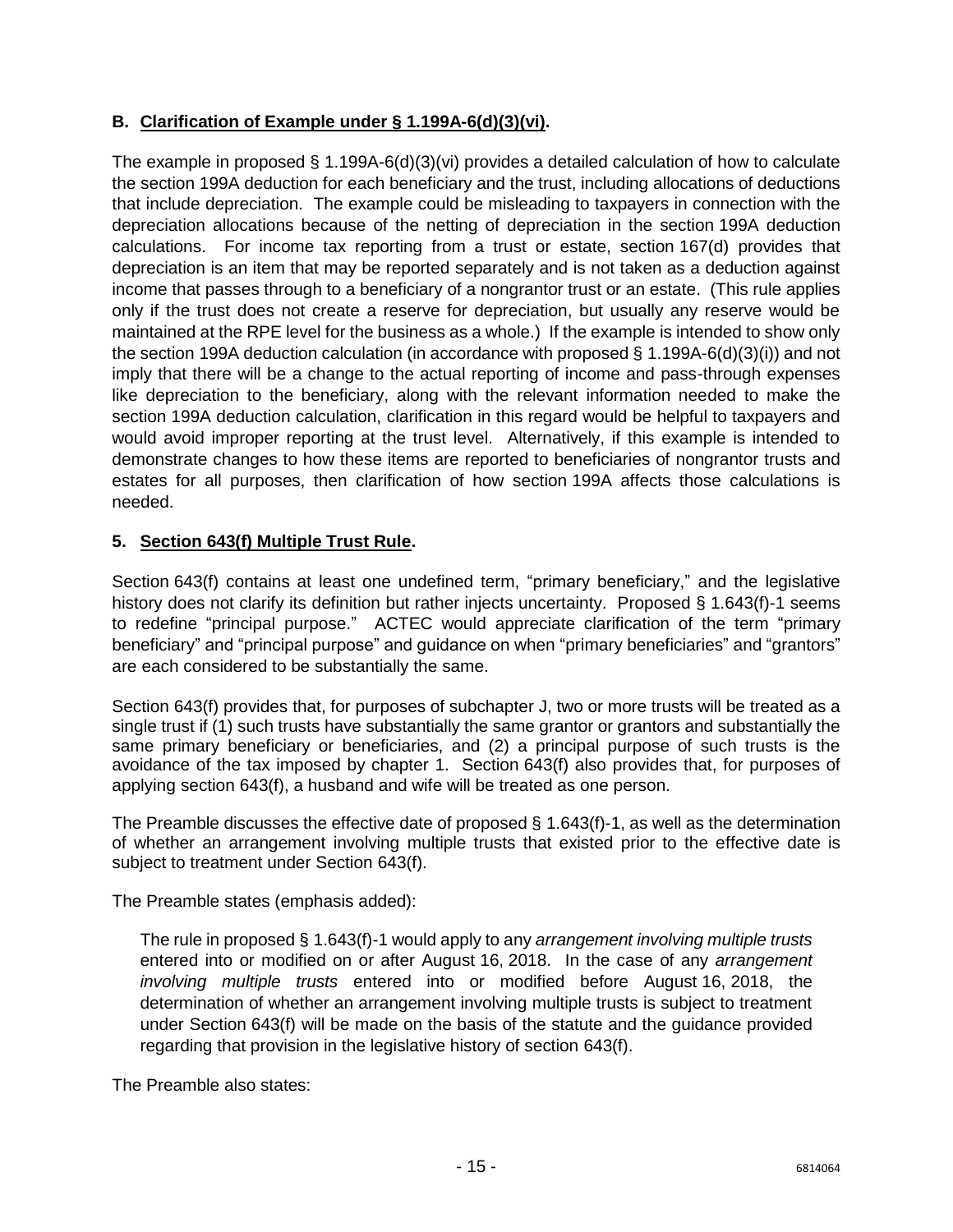### B. Clarification of Example under § 1.199A-6(d)(3)(vi).

The example in proposed § 1.199A-6(d)(3)(vi) provides a detailed calculation of how to calculate the section 199A deduction for each beneficiary and the trust, including allocations of deductions that include depreciation. The example could be misleading to taxpayers in connection with the depreciation allocations because of the netting of depreciation in the section 199A deduction calculations. For income tax reporting from a trust or estate, section 167(d) provides that depreciation is an item that may be reported separately and is not taken as a deduction against income that passes through to a beneficiary of a nongrantor trust or an estate. (This rule applies only if the trust does not create a reserve for depreciation, but usually any reserve would be maintained at the RPE level for the business as a whole.) If the example is intended to show only the section 199A deduction calculation (in accordance with proposed § 1.199A-6(d)(3)(i)) and not imply that there will be a change to the actual reporting of income and pass-through expenses like depreciation to the beneficiary, along with the relevant information needed to make the section 199A deduction calculation, clarification in this regard would be helpful to taxpayers and would avoid improper reporting at the trust level. Alternatively, if this example is intended to demonstrate changes to how these items are reported to beneficiaries of nongrantor trusts and estates for all purposes, then clarification of how section 199A affects those calculations is needed.

### 5. Section 643(f) Multiple Trust Rule.

Section 643(f) contains at least one undefined term, "primary beneficiary," and the legislative history does not clarify its definition but rather injects uncertainty. Proposed § 1.643(f)-1 seems to redefine "principal purpose." ACTEC would appreciate clarification of the term "primary beneficiary" and "principal purpose" and guidance on when "primary beneficiaries" and "grantors" are each considered to be substantially the same.

Section 643(f) provides that, for purposes of subchapter J, two or more trusts will be treated as a single trust if (1) such trusts have substantially the same grantor or grantors and substantially the same primary beneficiary or beneficiaries, and (2) a principal purpose of such trusts is the avoidance of the tax imposed by chapter 1. Section 643(f) also provides that, for purposes of applying section 643(f), a husband and wife will be treated as one person.

The Preamble discusses the effective date of proposed § 1.643(f)-1, as well as the determination of whether an arrangement involving multiple trusts that existed prior to the effective date is subject to treatment under Section 643(f).

The Preamble states (emphasis added):

> The rule in proposed § 1.643(f)-1 would apply to any *arrangement involving multiple trusts* entered into or modified on or after August 16, 2018. In the case of any *arrangement involving multiple trusts* entered into or modified before August 16, 2018, the determination of whether an arrangement involving multiple trusts is subject to treatment under Section 643(f) will be made on the basis of the statute and the guidance provided regarding that provision in the legislative history of section 643(f).

The Preamble also states: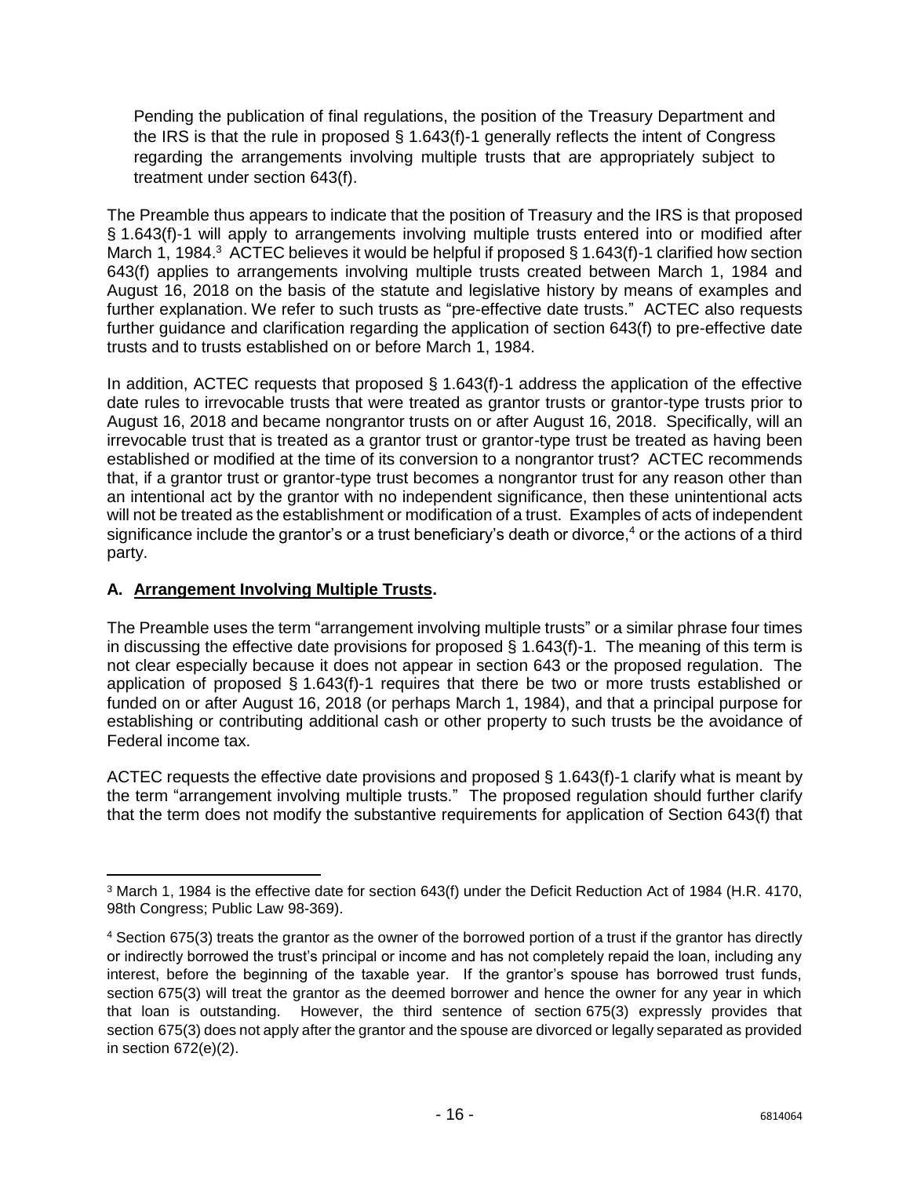> Pending the publication of final regulations, the position of the Treasury Department and the IRS is that the rule in proposed § 1.643(f)-1 generally reflects the intent of Congress regarding the arrangements involving multiple trusts that are appropriately subject to treatment under section 643(f).

The Preamble thus appears to indicate that the position of Treasury and the IRS is that proposed § 1.643(f)-1 will apply to arrangements involving multiple trusts entered into or modified after March 1, 1984.[3] ACTEC believes it would be helpful if proposed § 1.643(f)-1 clarified how section 643(f) applies to arrangements involving multiple trusts created between March 1, 1984 and August 16, 2018 on the basis of the statute and legislative history by means of examples and further explanation. We refer to such trusts as "pre-effective date trusts." ACTEC also requests further guidance and clarification regarding the application of section 643(f) to pre-effective date trusts and to trusts established on or before March 1, 1984.

In addition, ACTEC requests that proposed § 1.643(f)-1 address the application of the effective date rules to irrevocable trusts that were treated as grantor trusts or grantor-type trusts prior to August 16, 2018 and became nongrantor trusts on or after August 16, 2018. Specifically, will an irrevocable trust that is treated as a grantor trust or grantor-type trust be treated as having been established or modified at the time of its conversion to a nongrantor trust? ACTEC recommends that, if a grantor trust or grantor-type trust becomes a nongrantor trust for any reason other than an intentional act by the grantor with no independent significance, then these unintentional acts will not be treated as the establishment or modification of a trust. Examples of acts of independent significance include the grantor's or a trust beneficiary's death or divorce,[4] or the actions of a third party.

### A. **Arrangement Involving Multiple Trusts.**

The Preamble uses the term "arrangement involving multiple trusts" or a similar phrase four times in discussing the effective date provisions for proposed § 1.643(f)-1. The meaning of this term is not clear especially because it does not appear in section 643 or the proposed regulation. The application of proposed § 1.643(f)-1 requires that there be two or more trusts established or funded on or after August 16, 2018 (or perhaps March 1, 1984), and that a principal purpose for establishing or contributing additional cash or other property to such trusts be the avoidance of Federal income tax.

ACTEC requests the effective date provisions and proposed § 1.643(f)-1 clarify what is meant by the term "arrangement involving multiple trusts." The proposed regulation should further clarify that the term does not modify the substantive requirements for application of Section 643(f) that

---

[3] March 1, 1984 is the effective date for section 643(f) under the Deficit Reduction Act of 1984 (H.R. 4170, 98th Congress; Public Law 98-369).

[4] Section 675(3) treats the grantor as the owner of the borrowed portion of a trust if the grantor has directly or indirectly borrowed the trust's principal or income and has not completely repaid the loan, including any interest, before the beginning of the taxable year. If the grantor's spouse has borrowed trust funds, section 675(3) will treat the grantor as the deemed borrower and hence the owner for any year in which that loan is outstanding. However, the third sentence of section 675(3) expressly provides that section 675(3) does not apply after the grantor and the spouse are divorced or legally separated as provided in section 672(e)(2).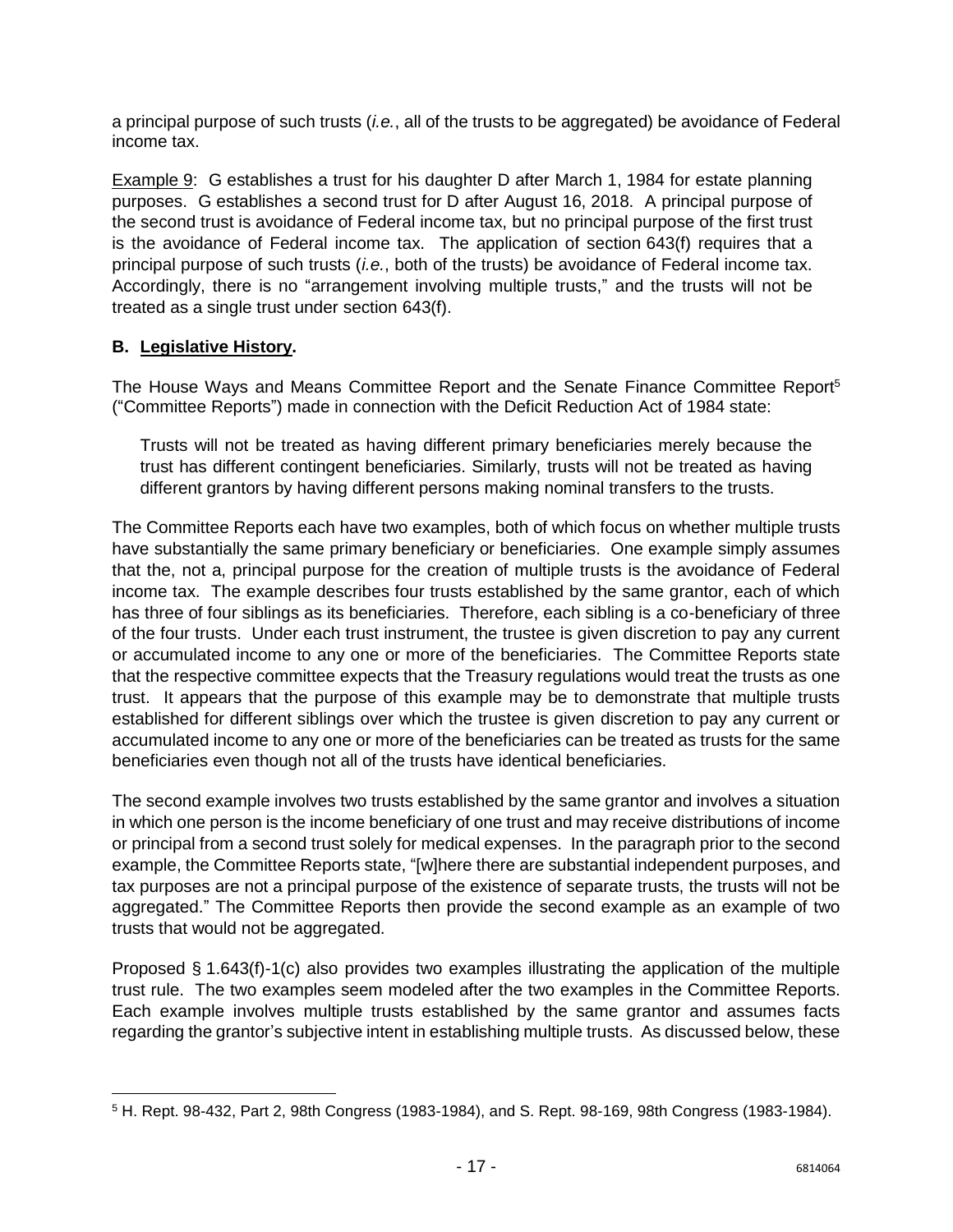a principal purpose of such trusts (*i.e.*, all of the trusts to be aggregated) be avoidance of Federal income tax.

Example 9: G establishes a trust for his daughter D after March 1, 1984 for estate planning purposes. G establishes a second trust for D after August 16, 2018. A principal purpose of the second trust is avoidance of Federal income tax, but no principal purpose of the first trust is the avoidance of Federal income tax. The application of section 643(f) requires that a principal purpose of such trusts (*i.e.*, both of the trusts) be avoidance of Federal income tax. Accordingly, there is no "arrangement involving multiple trusts," and the trusts will not be treated as a single trust under section 643(f).

### B. Legislative History.

The House Ways and Means Committee Report and the Senate Finance Committee Report[5] ("Committee Reports") made in connection with the Deficit Reduction Act of 1984 state:

> Trusts will not be treated as having different primary beneficiaries merely because the trust has different contingent beneficiaries. Similarly, trusts will not be treated as having different grantors by having different persons making nominal transfers to the trusts.

The Committee Reports each have two examples, both of which focus on whether multiple trusts have substantially the same primary beneficiary or beneficiaries. One example simply assumes that the, not a, principal purpose for the creation of multiple trusts is the avoidance of Federal income tax. The example describes four trusts established by the same grantor, each of which has three of four siblings as its beneficiaries. Therefore, each sibling is a co-beneficiary of three of the four trusts. Under each trust instrument, the trustee is given discretion to pay any current or accumulated income to any one or more of the beneficiaries. The Committee Reports state that the respective committee expects that the Treasury regulations would treat the trusts as one trust. It appears that the purpose of this example may be to demonstrate that multiple trusts established for different siblings over which the trustee is given discretion to pay any current or accumulated income to any one or more of the beneficiaries can be treated as trusts for the same beneficiaries even though not all of the trusts have identical beneficiaries.

The second example involves two trusts established by the same grantor and involves a situation in which one person is the income beneficiary of one trust and may receive distributions of income or principal from a second trust solely for medical expenses. In the paragraph prior to the second example, the Committee Reports state, "[w]here there are substantial independent purposes, and tax purposes are not a principal purpose of the existence of separate trusts, the trusts will not be aggregated." The Committee Reports then provide the second example as an example of two trusts that would not be aggregated.

Proposed § 1.643(f)-1(c) also provides two examples illustrating the application of the multiple trust rule. The two examples seem modeled after the two examples in the Committee Reports. Each example involves multiple trusts established by the same grantor and assumes facts regarding the grantor's subjective intent in establishing multiple trusts. As discussed below, these

[5] H. Rept. 98-432, Part 2, 98th Congress (1983-1984), and S. Rept. 98-169, 98th Congress (1983-1984).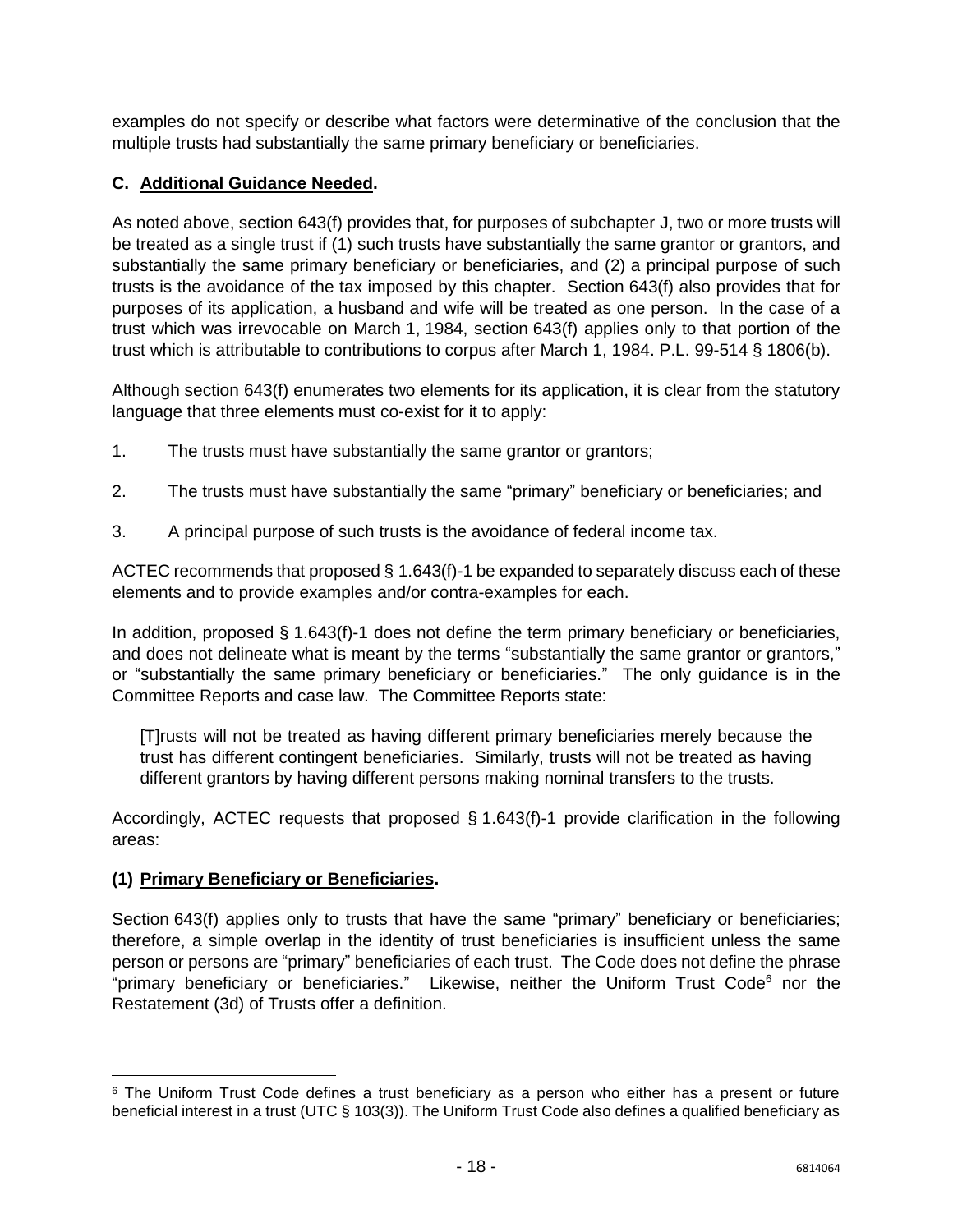examples do not specify or describe what factors were determinative of the conclusion that the multiple trusts had substantially the same primary beneficiary or beneficiaries.

### C. <u>Additional Guidance Needed</u>.

As noted above, section 643(f) provides that, for purposes of subchapter J, two or more trusts will be treated as a single trust if (1) such trusts have substantially the same grantor or grantors, and substantially the same primary beneficiary or beneficiaries, and (2) a principal purpose of such trusts is the avoidance of the tax imposed by this chapter. Section 643(f) also provides that for purposes of its application, a husband and wife will be treated as one person. In the case of a trust which was irrevocable on March 1, 1984, section 643(f) applies only to that portion of the trust which is attributable to contributions to corpus after March 1, 1984. P.L. 99-514 § 1806(b).

Although section 643(f) enumerates two elements for its application, it is clear from the statutory language that three elements must co-exist for it to apply:

1. The trusts must have substantially the same grantor or grantors;

2. The trusts must have substantially the same "primary" beneficiary or beneficiaries; and

3. A principal purpose of such trusts is the avoidance of federal income tax.

ACTEC recommends that proposed § 1.643(f)-1 be expanded to separately discuss each of these elements and to provide examples and/or contra-examples for each.

In addition, proposed § 1.643(f)-1 does not define the term primary beneficiary or beneficiaries, and does not delineate what is meant by the terms "substantially the same grantor or grantors," or "substantially the same primary beneficiary or beneficiaries." The only guidance is in the Committee Reports and case law. The Committee Reports state:

> [T]rusts will not be treated as having different primary beneficiaries merely because the trust has different contingent beneficiaries. Similarly, trusts will not be treated as having different grantors by having different persons making nominal transfers to the trusts.

Accordingly, ACTEC requests that proposed § 1.643(f)-1 provide clarification in the following areas:

#### (1) <u>Primary Beneficiary or Beneficiaries</u>.

Section 643(f) applies only to trusts that have the same "primary" beneficiary or beneficiaries; therefore, a simple overlap in the identity of trust beneficiaries is insufficient unless the same person or persons are "primary" beneficiaries of each trust. The Code does not define the phrase "primary beneficiary or beneficiaries." Likewise, neither the Uniform Trust Code[6] nor the Restatement (3d) of Trusts offer a definition.

---

[6] The Uniform Trust Code defines a trust beneficiary as a person who either has a present or future beneficial interest in a trust (UTC § 103(3)). The Uniform Trust Code also defines a qualified beneficiary as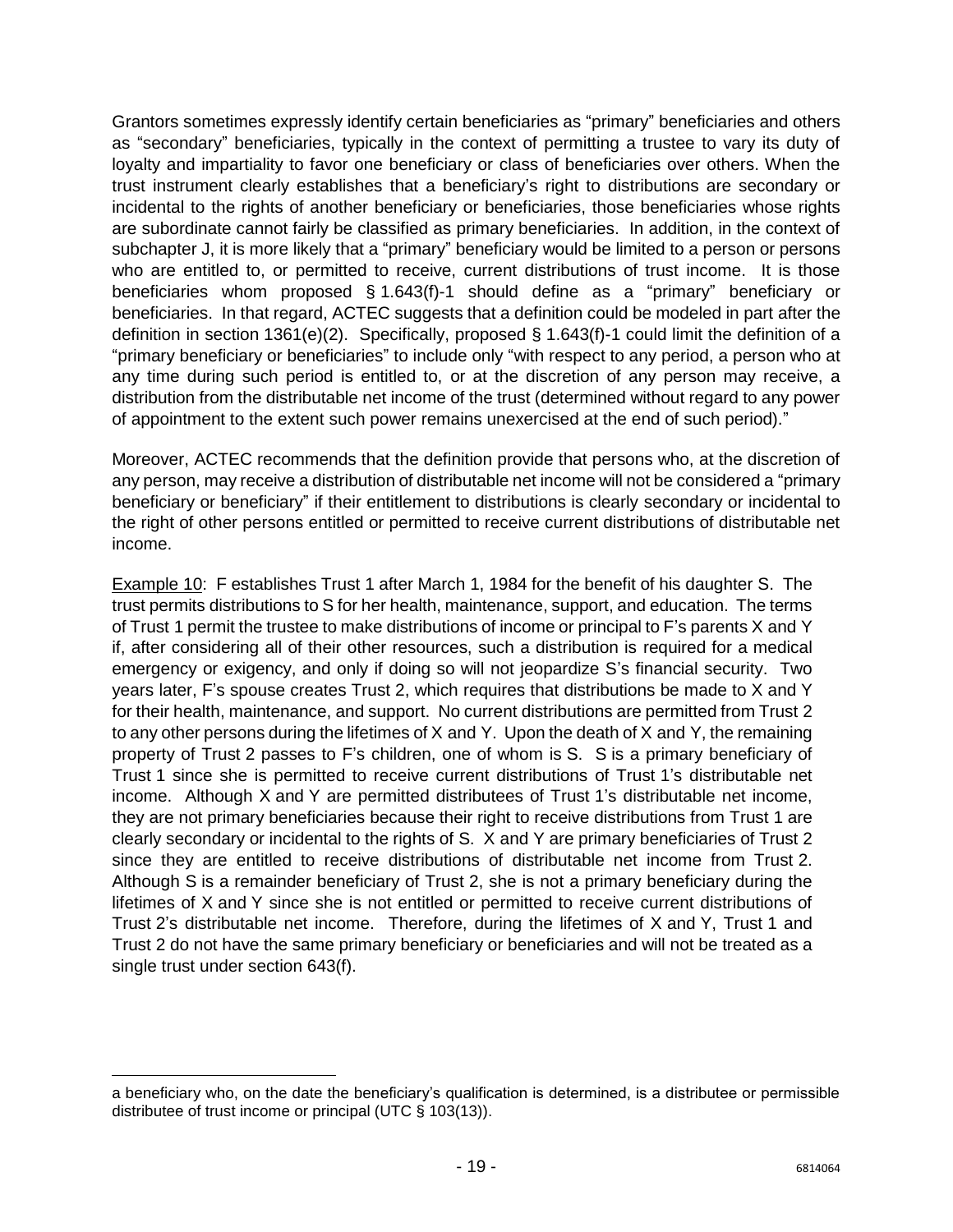Grantors sometimes expressly identify certain beneficiaries as "primary" beneficiaries and others as "secondary" beneficiaries, typically in the context of permitting a trustee to vary its duty of loyalty and impartiality to favor one beneficiary or class of beneficiaries over others. When the trust instrument clearly establishes that a beneficiary's right to distributions are secondary or incidental to the rights of another beneficiary or beneficiaries, those beneficiaries whose rights are subordinate cannot fairly be classified as primary beneficiaries. In addition, in the context of subchapter J, it is more likely that a "primary" beneficiary would be limited to a person or persons who are entitled to, or permitted to receive, current distributions of trust income. It is those beneficiaries whom proposed § 1.643(f)-1 should define as a "primary" beneficiary or beneficiaries. In that regard, ACTEC suggests that a definition could be modeled in part after the definition in section 1361(e)(2). Specifically, proposed § 1.643(f)-1 could limit the definition of a "primary beneficiary or beneficiaries" to include only "with respect to any period, a person who at any time during such period is entitled to, or at the discretion of any person may receive, a distribution from the distributable net income of the trust (determined without regard to any power of appointment to the extent such power remains unexercised at the end of such period)."

Moreover, ACTEC recommends that the definition provide that persons who, at the discretion of any person, may receive a distribution of distributable net income will not be considered a "primary beneficiary or beneficiary" if their entitlement to distributions is clearly secondary or incidental to the right of other persons entitled or permitted to receive current distributions of distributable net income.

Example 10: F establishes Trust 1 after March 1, 1984 for the benefit of his daughter S. The trust permits distributions to S for her health, maintenance, support, and education. The terms of Trust 1 permit the trustee to make distributions of income or principal to F's parents X and Y if, after considering all of their other resources, such a distribution is required for a medical emergency or exigency, and only if doing so will not jeopardize S's financial security. Two years later, F's spouse creates Trust 2, which requires that distributions be made to X and Y for their health, maintenance, and support. No current distributions are permitted from Trust 2 to any other persons during the lifetimes of X and Y. Upon the death of X and Y, the remaining property of Trust 2 passes to F's children, one of whom is S. S is a primary beneficiary of Trust 1 since she is permitted to receive current distributions of Trust 1's distributable net income. Although X and Y are permitted distributees of Trust 1's distributable net income, they are not primary beneficiaries because their right to receive distributions from Trust 1 are clearly secondary or incidental to the rights of S. X and Y are primary beneficiaries of Trust 2 since they are entitled to receive distributions of distributable net income from Trust 2. Although S is a remainder beneficiary of Trust 2, she is not a primary beneficiary during the lifetimes of X and Y since she is not entitled or permitted to receive current distributions of Trust 2's distributable net income. Therefore, during the lifetimes of X and Y, Trust 1 and Trust 2 do not have the same primary beneficiary or beneficiaries and will not be treated as a single trust under section 643(f).

---

a beneficiary who, on the date the beneficiary's qualification is determined, is a distributee or permissible distributee of trust income or principal (UTC § 103(13)).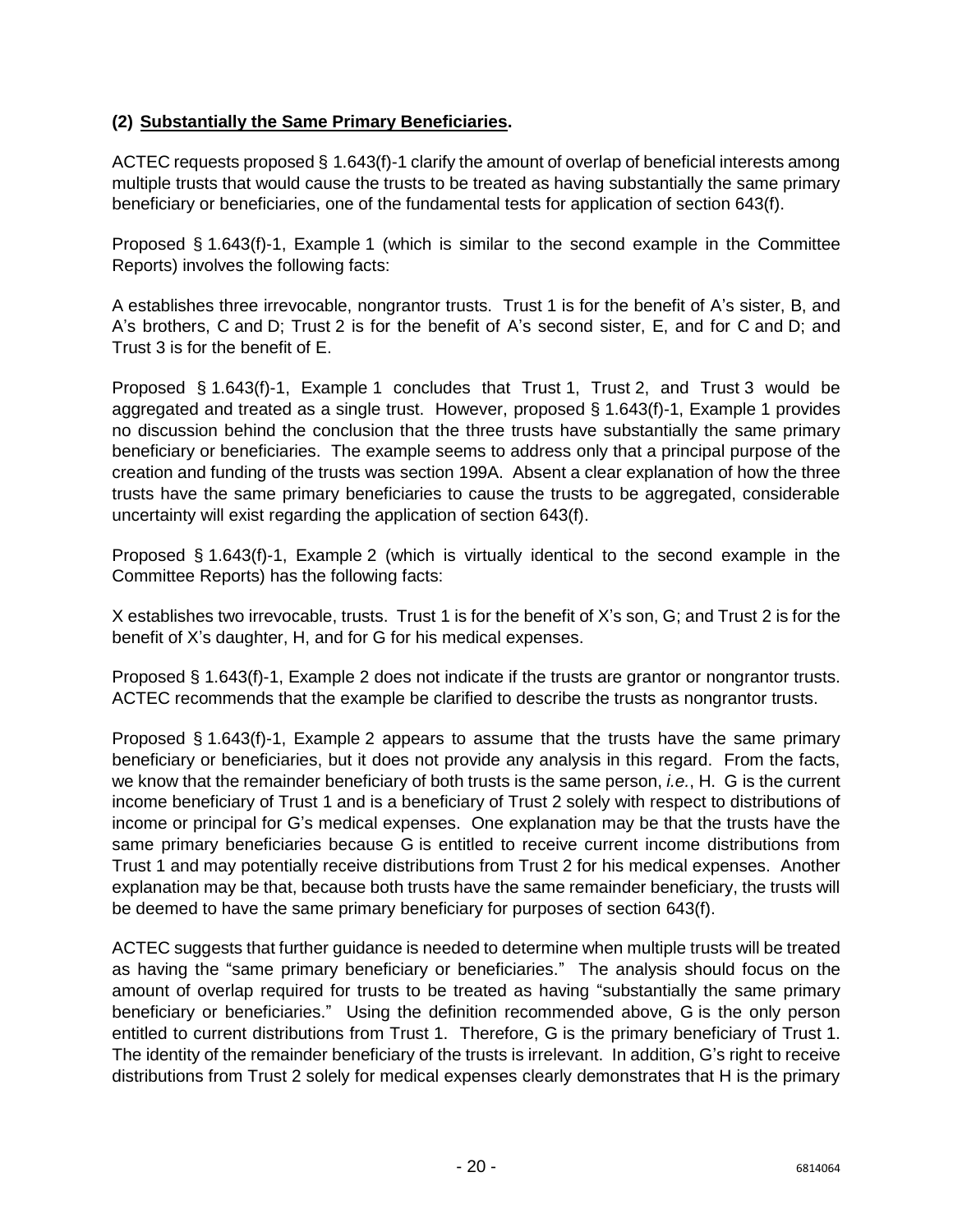### (2) **Substantially the Same Primary Beneficiaries.**

ACTEC requests proposed § 1.643(f)-1 clarify the amount of overlap of beneficial interests among multiple trusts that would cause the trusts to be treated as having substantially the same primary beneficiary or beneficiaries, one of the fundamental tests for application of section 643(f).

Proposed § 1.643(f)-1, Example 1 (which is similar to the second example in the Committee Reports) involves the following facts:

A establishes three irrevocable, nongrantor trusts. Trust 1 is for the benefit of A's sister, B, and A's brothers, C and D; Trust 2 is for the benefit of A's second sister, E, and for C and D; and Trust 3 is for the benefit of E.

Proposed § 1.643(f)-1, Example 1 concludes that Trust 1, Trust 2, and Trust 3 would be aggregated and treated as a single trust. However, proposed § 1.643(f)-1, Example 1 provides no discussion behind the conclusion that the three trusts have substantially the same primary beneficiary or beneficiaries. The example seems to address only that a principal purpose of the creation and funding of the trusts was section 199A. Absent a clear explanation of how the three trusts have the same primary beneficiaries to cause the trusts to be aggregated, considerable uncertainty will exist regarding the application of section 643(f).

Proposed § 1.643(f)-1, Example 2 (which is virtually identical to the second example in the Committee Reports) has the following facts:

X establishes two irrevocable, trusts. Trust 1 is for the benefit of X's son, G; and Trust 2 is for the benefit of X's daughter, H, and for G for his medical expenses.

Proposed § 1.643(f)-1, Example 2 does not indicate if the trusts are grantor or nongrantor trusts. ACTEC recommends that the example be clarified to describe the trusts as nongrantor trusts.

Proposed § 1.643(f)-1, Example 2 appears to assume that the trusts have the same primary beneficiary or beneficiaries, but it does not provide any analysis in this regard. From the facts, we know that the remainder beneficiary of both trusts is the same person, *i.e.*, H. G is the current income beneficiary of Trust 1 and is a beneficiary of Trust 2 solely with respect to distributions of income or principal for G's medical expenses. One explanation may be that the trusts have the same primary beneficiaries because G is entitled to receive current income distributions from Trust 1 and may potentially receive distributions from Trust 2 for his medical expenses. Another explanation may be that, because both trusts have the same remainder beneficiary, the trusts will be deemed to have the same primary beneficiary for purposes of section 643(f).

ACTEC suggests that further guidance is needed to determine when multiple trusts will be treated as having the "same primary beneficiary or beneficiaries." The analysis should focus on the amount of overlap required for trusts to be treated as having "substantially the same primary beneficiary or beneficiaries." Using the definition recommended above, G is the only person entitled to current distributions from Trust 1. Therefore, G is the primary beneficiary of Trust 1. The identity of the remainder beneficiary of the trusts is irrelevant. In addition, G's right to receive distributions from Trust 2 solely for medical expenses clearly demonstrates that H is the primary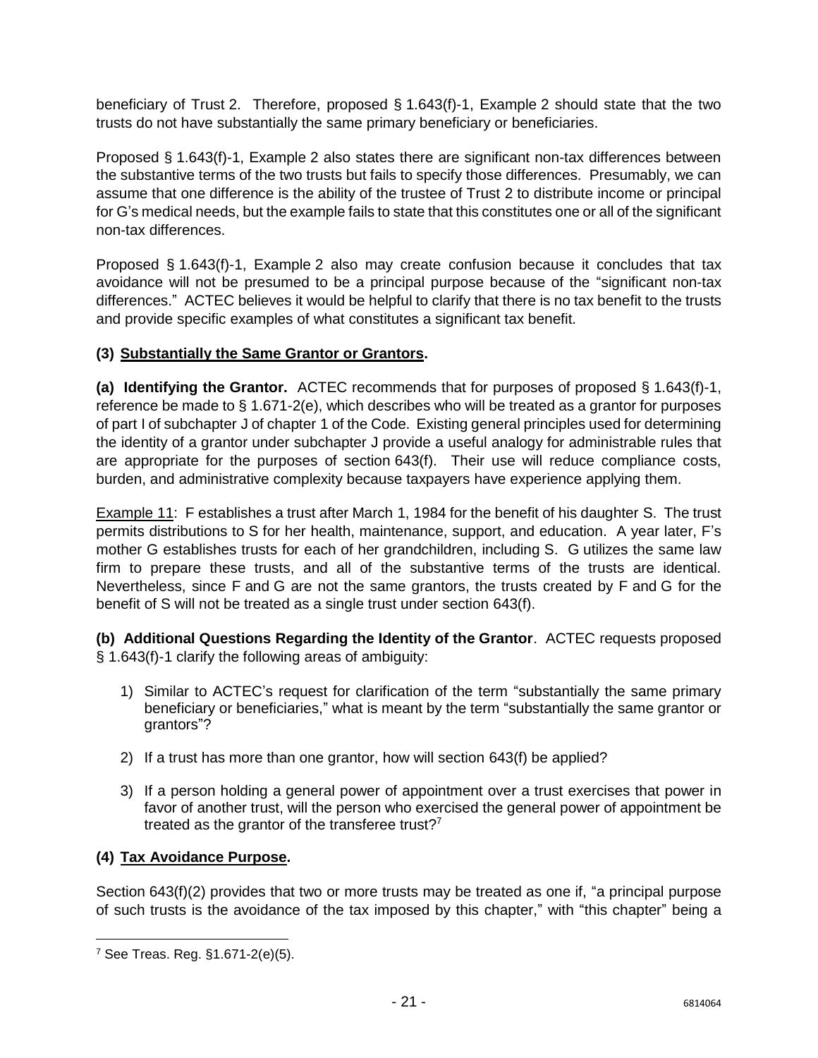beneficiary of Trust 2. Therefore, proposed § 1.643(f)-1, Example 2 should state that the two trusts do not have substantially the same primary beneficiary or beneficiaries.

Proposed § 1.643(f)-1, Example 2 also states there are significant non-tax differences between the substantive terms of the two trusts but fails to specify those differences. Presumably, we can assume that one difference is the ability of the trustee of Trust 2 to distribute income or principal for G's medical needs, but the example fails to state that this constitutes one or all of the significant non-tax differences.

Proposed § 1.643(f)-1, Example 2 also may create confusion because it concludes that tax avoidance will not be presumed to be a principal purpose because of the "significant non-tax differences." ACTEC believes it would be helpful to clarify that there is no tax benefit to the trusts and provide specific examples of what constitutes a significant tax benefit.

**(3) <u>Substantially the Same Grantor or Grantors</u>.**

**(a) Identifying the Grantor.** ACTEC recommends that for purposes of proposed § 1.643(f)-1, reference be made to § 1.671-2(e), which describes who will be treated as a grantor for purposes of part I of subchapter J of chapter 1 of the Code. Existing general principles used for determining the identity of a grantor under subchapter J provide a useful analogy for administrable rules that are appropriate for the purposes of section 643(f). Their use will reduce compliance costs, burden, and administrative complexity because taxpayers have experience applying them.

<u>Example 11</u>: F establishes a trust after March 1, 1984 for the benefit of his daughter S. The trust permits distributions to S for her health, maintenance, support, and education. A year later, F's mother G establishes trusts for each of her grandchildren, including S. G utilizes the same law firm to prepare these trusts, and all of the substantive terms of the trusts are identical. Nevertheless, since F and G are not the same grantors, the trusts created by F and G for the benefit of S will not be treated as a single trust under section 643(f).

**(b) Additional Questions Regarding the Identity of the Grantor**. ACTEC requests proposed § 1.643(f)-1 clarify the following areas of ambiguity:

1) Similar to ACTEC's request for clarification of the term "substantially the same primary beneficiary or beneficiaries," what is meant by the term "substantially the same grantor or grantors"?

2) If a trust has more than one grantor, how will section 643(f) be applied?

3) If a person holding a general power of appointment over a trust exercises that power in favor of another trust, will the person who exercised the general power of appointment be treated as the grantor of the transferee trust?[7]

**(4) <u>Tax Avoidance Purpose</u>.**

Section 643(f)(2) provides that two or more trusts may be treated as one if, "a principal purpose of such trusts is the avoidance of the tax imposed by this chapter," with "this chapter" being a

[7] See Treas. Reg. §1.671-2(e)(5).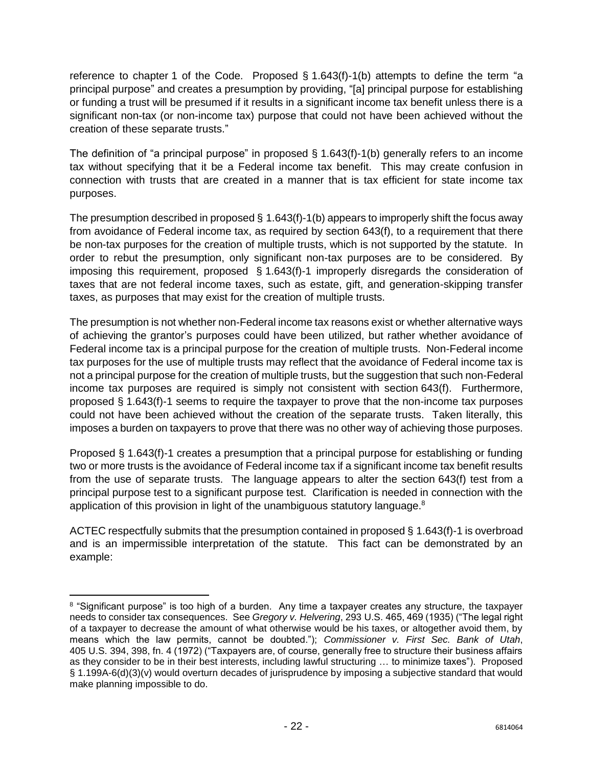reference to chapter 1 of the Code. Proposed § 1.643(f)-1(b) attempts to define the term "a principal purpose" and creates a presumption by providing, "[a] principal purpose for establishing or funding a trust will be presumed if it results in a significant income tax benefit unless there is a significant non-tax (or non-income tax) purpose that could not have been achieved without the creation of these separate trusts."

The definition of "a principal purpose" in proposed § 1.643(f)-1(b) generally refers to an income tax without specifying that it be a Federal income tax benefit. This may create confusion in connection with trusts that are created in a manner that is tax efficient for state income tax purposes.

The presumption described in proposed § 1.643(f)-1(b) appears to improperly shift the focus away from avoidance of Federal income tax, as required by section 643(f), to a requirement that there be non-tax purposes for the creation of multiple trusts, which is not supported by the statute. In order to rebut the presumption, only significant non-tax purposes are to be considered. By imposing this requirement, proposed § 1.643(f)-1 improperly disregards the consideration of taxes that are not federal income taxes, such as estate, gift, and generation-skipping transfer taxes, as purposes that may exist for the creation of multiple trusts.

The presumption is not whether non-Federal income tax reasons exist or whether alternative ways of achieving the grantor's purposes could have been utilized, but rather whether avoidance of Federal income tax is a principal purpose for the creation of multiple trusts. Non-Federal income tax purposes for the use of multiple trusts may reflect that the avoidance of Federal income tax is not a principal purpose for the creation of multiple trusts, but the suggestion that such non-Federal income tax purposes are required is simply not consistent with section 643(f). Furthermore, proposed § 1.643(f)-1 seems to require the taxpayer to prove that the non-income tax purposes could not have been achieved without the creation of the separate trusts. Taken literally, this imposes a burden on taxpayers to prove that there was no other way of achieving those purposes.

Proposed § 1.643(f)-1 creates a presumption that a principal purpose for establishing or funding two or more trusts is the avoidance of Federal income tax if a significant income tax benefit results from the use of separate trusts. The language appears to alter the section 643(f) test from a principal purpose test to a significant purpose test. Clarification is needed in connection with the application of this provision in light of the unambiguous statutory language.[8]

ACTEC respectfully submits that the presumption contained in proposed § 1.643(f)-1 is overbroad and is an impermissible interpretation of the statute. This fact can be demonstrated by an example:

---

[8] "Significant purpose" is too high of a burden. Any time a taxpayer creates any structure, the taxpayer needs to consider tax consequences. See *Gregory v. Helvering*, 293 U.S. 465, 469 (1935) ("The legal right of a taxpayer to decrease the amount of what otherwise would be his taxes, or altogether avoid them, by means which the law permits, cannot be doubted."); *Commissioner v. First Sec. Bank of Utah*, 405 U.S. 394, 398, fn. 4 (1972) ("Taxpayers are, of course, generally free to structure their business affairs as they consider to be in their best interests, including lawful structuring … to minimize taxes"). Proposed § 1.199A-6(d)(3)(v) would overturn decades of jurisprudence by imposing a subjective standard that would make planning impossible to do.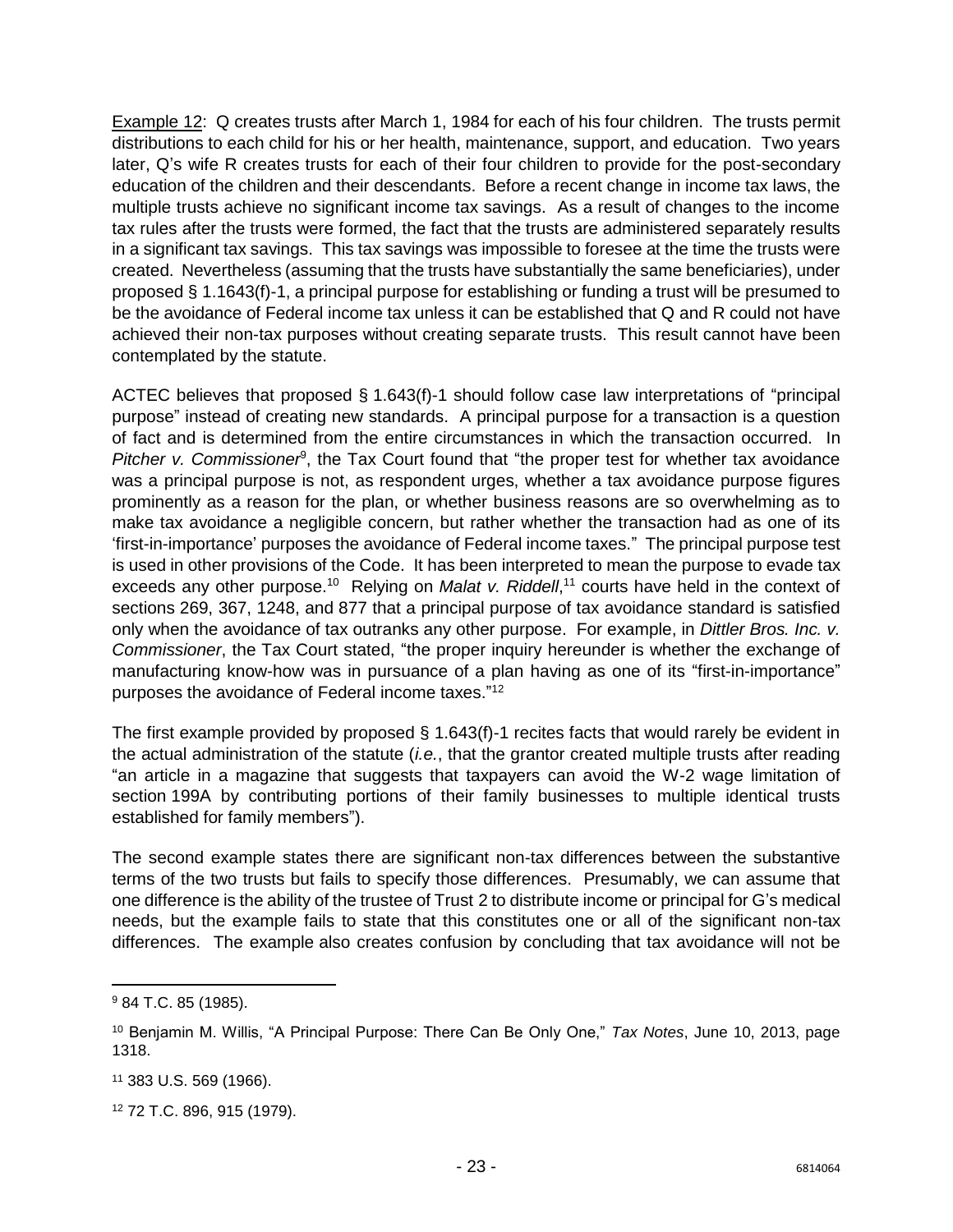Example 12: Q creates trusts after March 1, 1984 for each of his four children. The trusts permit distributions to each child for his or her health, maintenance, support, and education. Two years later, Q's wife R creates trusts for each of their four children to provide for the post-secondary education of the children and their descendants. Before a recent change in income tax laws, the multiple trusts achieve no significant income tax savings. As a result of changes to the income tax rules after the trusts were formed, the fact that the trusts are administered separately results in a significant tax savings. This tax savings was impossible to foresee at the time the trusts were created. Nevertheless (assuming that the trusts have substantially the same beneficiaries), under proposed § 1.1643(f)-1, a principal purpose for establishing or funding a trust will be presumed to be the avoidance of Federal income tax unless it can be established that Q and R could not have achieved their non-tax purposes without creating separate trusts. This result cannot have been contemplated by the statute.

ACTEC believes that proposed § 1.643(f)-1 should follow case law interpretations of "principal purpose" instead of creating new standards. A principal purpose for a transaction is a question of fact and is determined from the entire circumstances in which the transaction occurred. In *Pitcher v. Commissioner*[9], the Tax Court found that "the proper test for whether tax avoidance was a principal purpose is not, as respondent urges, whether a tax avoidance purpose figures prominently as a reason for the plan, or whether business reasons are so overwhelming as to make tax avoidance a negligible concern, but rather whether the transaction had as one of its 'first-in-importance' purposes the avoidance of Federal income taxes." The principal purpose test is used in other provisions of the Code. It has been interpreted to mean the purpose to evade tax exceeds any other purpose.[10] Relying on *Malat v. Riddell*,[11] courts have held in the context of sections 269, 367, 1248, and 877 that a principal purpose of tax avoidance standard is satisfied only when the avoidance of tax outranks any other purpose. For example, in *Dittler Bros. Inc. v. Commissioner*, the Tax Court stated, "the proper inquiry hereunder is whether the exchange of manufacturing know-how was in pursuance of a plan having as one of its "first-in-importance" purposes the avoidance of Federal income taxes."[12]

The first example provided by proposed § 1.643(f)-1 recites facts that would rarely be evident in the actual administration of the statute (*i.e.*, that the grantor created multiple trusts after reading "an article in a magazine that suggests that taxpayers can avoid the W-2 wage limitation of section 199A by contributing portions of their family businesses to multiple identical trusts established for family members").

The second example states there are significant non-tax differences between the substantive terms of the two trusts but fails to specify those differences. Presumably, we can assume that one difference is the ability of the trustee of Trust 2 to distribute income or principal for G's medical needs, but the example fails to state that this constitutes one or all of the significant non-tax differences. The example also creates confusion by concluding that tax avoidance will not be

---

[9] 84 T.C. 85 (1985).

[10] Benjamin M. Willis, "A Principal Purpose: There Can Be Only One," *Tax Notes*, June 10, 2013, page 1318.

[11] 383 U.S. 569 (1966).

[12] 72 T.C. 896, 915 (1979).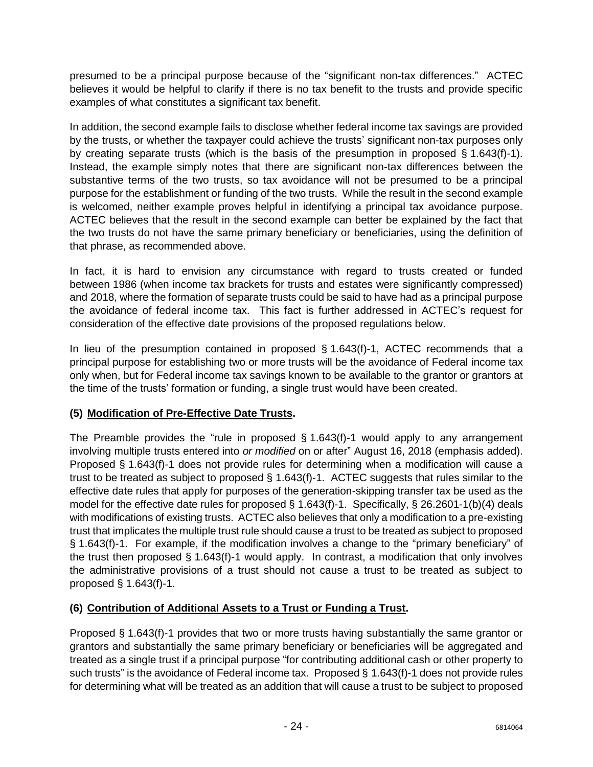presumed to be a principal purpose because of the "significant non-tax differences." ACTEC believes it would be helpful to clarify if there is no tax benefit to the trusts and provide specific examples of what constitutes a significant tax benefit.

In addition, the second example fails to disclose whether federal income tax savings are provided by the trusts, or whether the taxpayer could achieve the trusts' significant non-tax purposes only by creating separate trusts (which is the basis of the presumption in proposed § 1.643(f)-1). Instead, the example simply notes that there are significant non-tax differences between the substantive terms of the two trusts, so tax avoidance will not be presumed to be a principal purpose for the establishment or funding of the two trusts. While the result in the second example is welcomed, neither example proves helpful in identifying a principal tax avoidance purpose. ACTEC believes that the result in the second example can better be explained by the fact that the two trusts do not have the same primary beneficiary or beneficiaries, using the definition of that phrase, as recommended above.

In fact, it is hard to envision any circumstance with regard to trusts created or funded between 1986 (when income tax brackets for trusts and estates were significantly compressed) and 2018, where the formation of separate trusts could be said to have had as a principal purpose the avoidance of federal income tax. This fact is further addressed in ACTEC's request for consideration of the effective date provisions of the proposed regulations below.

In lieu of the presumption contained in proposed § 1.643(f)-1, ACTEC recommends that a principal purpose for establishing two or more trusts will be the avoidance of Federal income tax only when, but for Federal income tax savings known to be available to the grantor or grantors at the time of the trusts' formation or funding, a single trust would have been created.

**(5) Modification of Pre-Effective Date Trusts.**

The Preamble provides the "rule in proposed § 1.643(f)-1 would apply to any arrangement involving multiple trusts entered into *or modified* on or after" August 16, 2018 (emphasis added). Proposed § 1.643(f)-1 does not provide rules for determining when a modification will cause a trust to be treated as subject to proposed § 1.643(f)-1. ACTEC suggests that rules similar to the effective date rules that apply for purposes of the generation-skipping transfer tax be used as the model for the effective date rules for proposed § 1.643(f)-1. Specifically, § 26.2601-1(b)(4) deals with modifications of existing trusts. ACTEC also believes that only a modification to a pre-existing trust that implicates the multiple trust rule should cause a trust to be treated as subject to proposed § 1.643(f)-1. For example, if the modification involves a change to the "primary beneficiary" of the trust then proposed § 1.643(f)-1 would apply. In contrast, a modification that only involves the administrative provisions of a trust should not cause a trust to be treated as subject to proposed § 1.643(f)-1.

**(6) Contribution of Additional Assets to a Trust or Funding a Trust.**

Proposed § 1.643(f)-1 provides that two or more trusts having substantially the same grantor or grantors and substantially the same primary beneficiary or beneficiaries will be aggregated and treated as a single trust if a principal purpose "for contributing additional cash or other property to such trusts" is the avoidance of Federal income tax. Proposed § 1.643(f)-1 does not provide rules for determining what will be treated as an addition that will cause a trust to be subject to proposed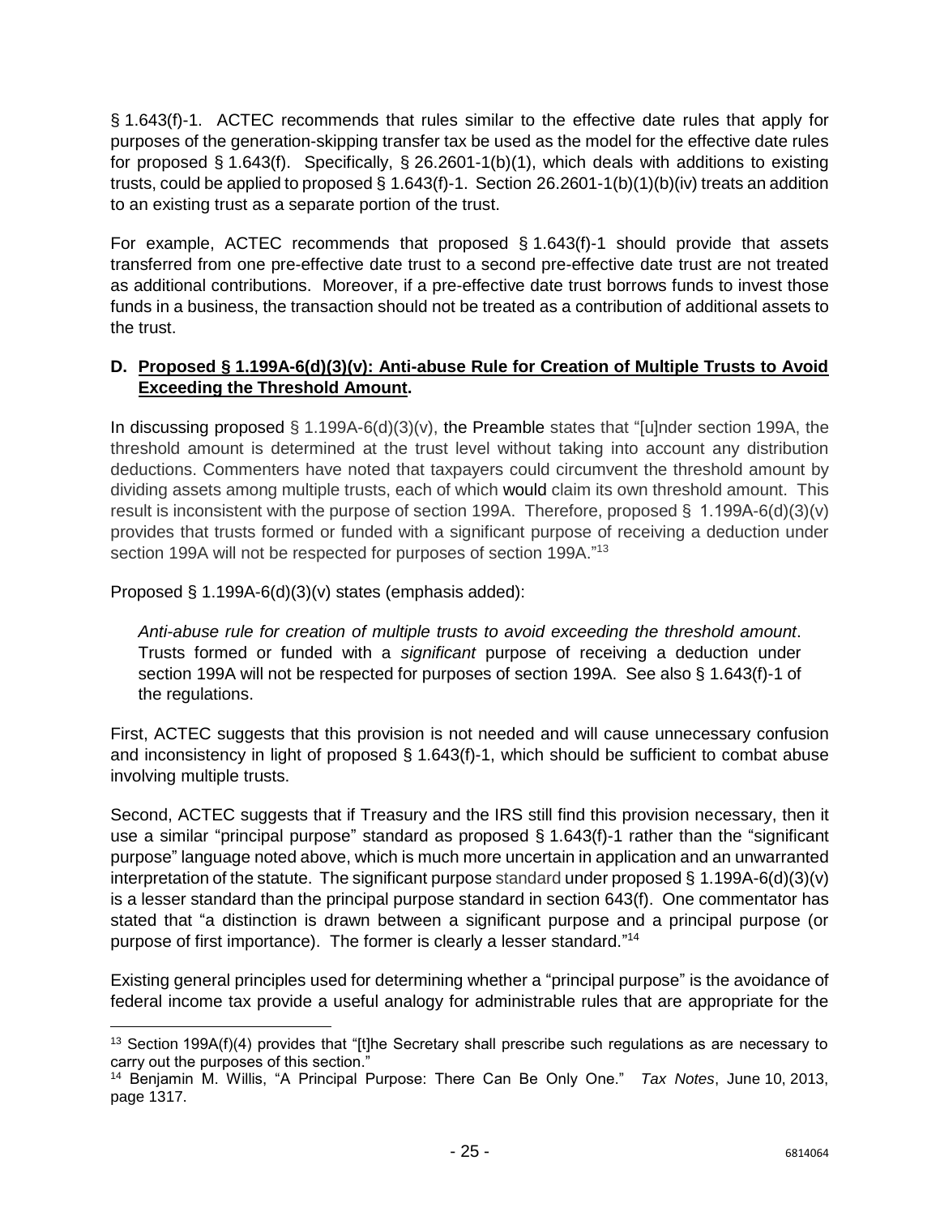§ 1.643(f)-1. ACTEC recommends that rules similar to the effective date rules that apply for purposes of the generation-skipping transfer tax be used as the model for the effective date rules for proposed § 1.643(f). Specifically, § 26.2601-1(b)(1), which deals with additions to existing trusts, could be applied to proposed § 1.643(f)-1. Section 26.2601-1(b)(1)(b)(iv) treats an addition to an existing trust as a separate portion of the trust.

For example, ACTEC recommends that proposed § 1.643(f)-1 should provide that assets transferred from one pre-effective date trust to a second pre-effective date trust are not treated as additional contributions. Moreover, if a pre-effective date trust borrows funds to invest those funds in a business, the transaction should not be treated as a contribution of additional assets to the trust.

### D. Proposed § 1.199A-6(d)(3)(v): Anti-abuse Rule for Creation of Multiple Trusts to Avoid Exceeding the Threshold Amount.

In discussing proposed § 1.199A-6(d)(3)(v), the Preamble states that "[u]nder section 199A, the threshold amount is determined at the trust level without taking into account any distribution deductions. Commenters have noted that taxpayers could circumvent the threshold amount by dividing assets among multiple trusts, each of which would claim its own threshold amount. This result is inconsistent with the purpose of section 199A. Therefore, proposed § 1.199A-6(d)(3)(v) provides that trusts formed or funded with a significant purpose of receiving a deduction under section 199A will not be respected for purposes of section 199A."[13]

Proposed § 1.199A-6(d)(3)(v) states (emphasis added):

> *Anti-abuse rule for creation of multiple trusts to avoid exceeding the threshold amount*. Trusts formed or funded with a *significant* purpose of receiving a deduction under section 199A will not be respected for purposes of section 199A. See also § 1.643(f)-1 of the regulations.

First, ACTEC suggests that this provision is not needed and will cause unnecessary confusion and inconsistency in light of proposed § 1.643(f)-1, which should be sufficient to combat abuse involving multiple trusts.

Second, ACTEC suggests that if Treasury and the IRS still find this provision necessary, then it use a similar "principal purpose" standard as proposed § 1.643(f)-1 rather than the "significant purpose" language noted above, which is much more uncertain in application and an unwarranted interpretation of the statute. The significant purpose standard under proposed § 1.199A-6(d)(3)(v) is a lesser standard than the principal purpose standard in section 643(f). One commentator has stated that "a distinction is drawn between a significant purpose and a principal purpose (or purpose of first importance). The former is clearly a lesser standard."[14]

Existing general principles used for determining whether a "principal purpose" is the avoidance of federal income tax provide a useful analogy for administrable rules that are appropriate for the

---

[13] Section 199A(f)(4) provides that "[t]he Secretary shall prescribe such regulations as are necessary to carry out the purposes of this section."

[14] Benjamin M. Willis, "A Principal Purpose: There Can Be Only One." *Tax Notes*, June 10, 2013, page 1317.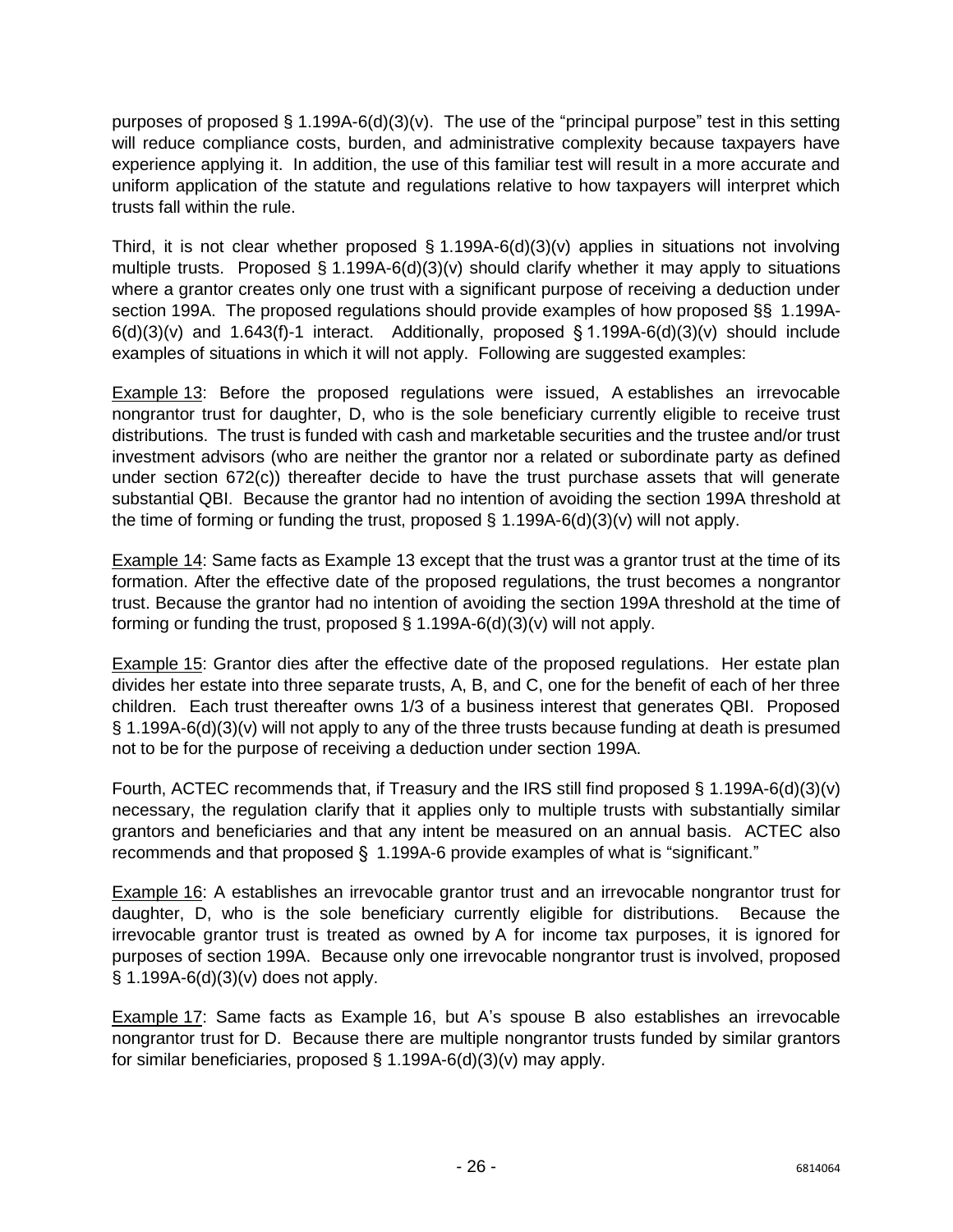purposes of proposed § 1.199A-6(d)(3)(v). The use of the "principal purpose" test in this setting will reduce compliance costs, burden, and administrative complexity because taxpayers have experience applying it. In addition, the use of this familiar test will result in a more accurate and uniform application of the statute and regulations relative to how taxpayers will interpret which trusts fall within the rule.

Third, it is not clear whether proposed § 1.199A-6(d)(3)(v) applies in situations not involving multiple trusts. Proposed § 1.199A-6(d)(3)(v) should clarify whether it may apply to situations where a grantor creates only one trust with a significant purpose of receiving a deduction under section 199A. The proposed regulations should provide examples of how proposed §§ 1.199A-6(d)(3)(v) and 1.643(f)-1 interact. Additionally, proposed § 1.199A-6(d)(3)(v) should include examples of situations in which it will not apply. Following are suggested examples:

<u>Example 13</u>: Before the proposed regulations were issued, A establishes an irrevocable nongrantor trust for daughter, D, who is the sole beneficiary currently eligible to receive trust distributions. The trust is funded with cash and marketable securities and the trustee and/or trust investment advisors (who are neither the grantor nor a related or subordinate party as defined under section 672(c)) thereafter decide to have the trust purchase assets that will generate substantial QBI. Because the grantor had no intention of avoiding the section 199A threshold at the time of forming or funding the trust, proposed § 1.199A-6(d)(3)(v) will not apply.

<u>Example 14</u>: Same facts as Example 13 except that the trust was a grantor trust at the time of its formation. After the effective date of the proposed regulations, the trust becomes a nongrantor trust. Because the grantor had no intention of avoiding the section 199A threshold at the time of forming or funding the trust, proposed § 1.199A-6(d)(3)(v) will not apply.

<u>Example 15</u>: Grantor dies after the effective date of the proposed regulations. Her estate plan divides her estate into three separate trusts, A, B, and C, one for the benefit of each of her three children. Each trust thereafter owns 1/3 of a business interest that generates QBI. Proposed § 1.199A-6(d)(3)(v) will not apply to any of the three trusts because funding at death is presumed not to be for the purpose of receiving a deduction under section 199A.

Fourth, ACTEC recommends that, if Treasury and the IRS still find proposed § 1.199A-6(d)(3)(v) necessary, the regulation clarify that it applies only to multiple trusts with substantially similar grantors and beneficiaries and that any intent be measured on an annual basis. ACTEC also recommends and that proposed § 1.199A-6 provide examples of what is "significant."

<u>Example 16</u>: A establishes an irrevocable grantor trust and an irrevocable nongrantor trust for daughter, D, who is the sole beneficiary currently eligible for distributions. Because the irrevocable grantor trust is treated as owned by A for income tax purposes, it is ignored for purposes of section 199A. Because only one irrevocable nongrantor trust is involved, proposed § 1.199A-6(d)(3)(v) does not apply.

<u>Example 17</u>: Same facts as Example 16, but A's spouse B also establishes an irrevocable nongrantor trust for D. Because there are multiple nongrantor trusts funded by similar grantors for similar beneficiaries, proposed § 1.199A-6(d)(3)(v) may apply.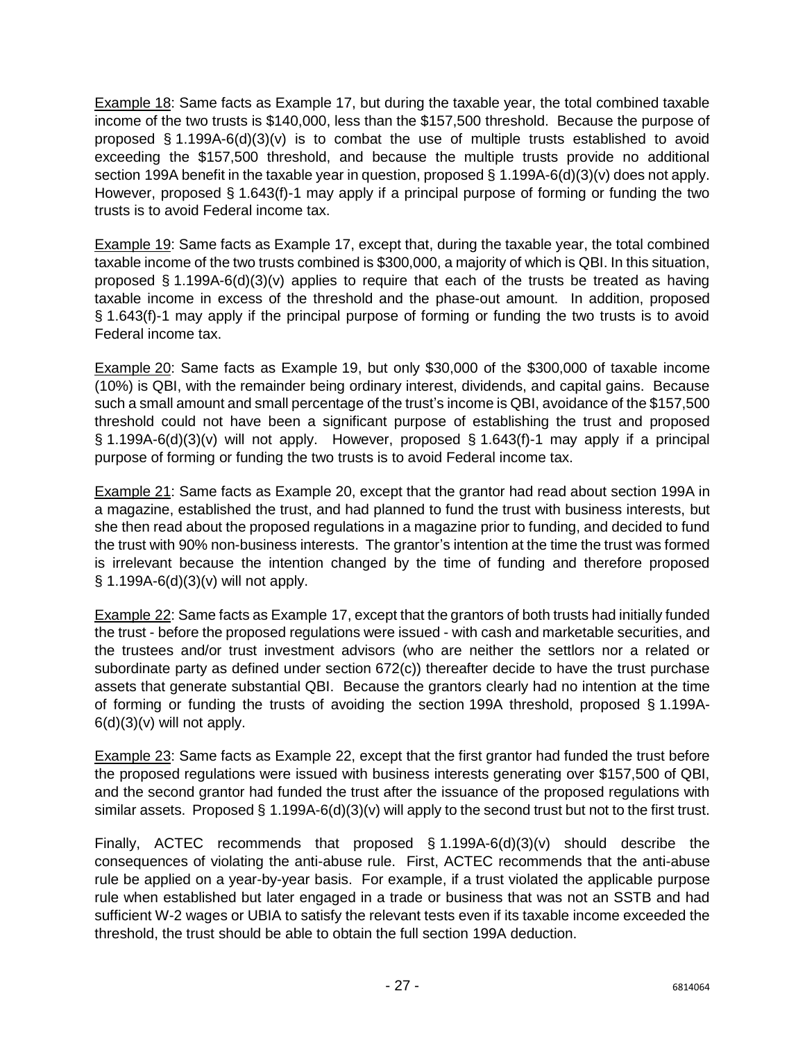Example 18: Same facts as Example 17, but during the taxable year, the total combined taxable income of the two trusts is $140,000, less than the $157,500 threshold. Because the purpose of proposed § 1.199A-6(d)(3)(v) is to combat the use of multiple trusts established to avoid exceeding the $157,500 threshold, and because the multiple trusts provide no additional section 199A benefit in the taxable year in question, proposed § 1.199A-6(d)(3)(v) does not apply. However, proposed § 1.643(f)-1 may apply if a principal purpose of forming or funding the two trusts is to avoid Federal income tax.

Example 19: Same facts as Example 17, except that, during the taxable year, the total combined taxable income of the two trusts combined is $300,000, a majority of which is QBI. In this situation, proposed § 1.199A-6(d)(3)(v) applies to require that each of the trusts be treated as having taxable income in excess of the threshold and the phase-out amount. In addition, proposed § 1.643(f)-1 may apply if the principal purpose of forming or funding the two trusts is to avoid Federal income tax.

Example 20: Same facts as Example 19, but only $30,000 of the $300,000 of taxable income (10%) is QBI, with the remainder being ordinary interest, dividends, and capital gains. Because such a small amount and small percentage of the trust's income is QBI, avoidance of the $157,500 threshold could not have been a significant purpose of establishing the trust and proposed § 1.199A-6(d)(3)(v) will not apply. However, proposed § 1.643(f)-1 may apply if a principal purpose of forming or funding the two trusts is to avoid Federal income tax.

Example 21: Same facts as Example 20, except that the grantor had read about section 199A in a magazine, established the trust, and had planned to fund the trust with business interests, but she then read about the proposed regulations in a magazine prior to funding, and decided to fund the trust with 90% non-business interests. The grantor's intention at the time the trust was formed is irrelevant because the intention changed by the time of funding and therefore proposed § 1.199A-6(d)(3)(v) will not apply.

Example 22: Same facts as Example 17, except that the grantors of both trusts had initially funded the trust - before the proposed regulations were issued - with cash and marketable securities, and the trustees and/or trust investment advisors (who are neither the settlors nor a related or subordinate party as defined under section 672(c)) thereafter decide to have the trust purchase assets that generate substantial QBI. Because the grantors clearly had no intention at the time of forming or funding the trusts of avoiding the section 199A threshold, proposed § 1.199A-6(d)(3)(v) will not apply.

Example 23: Same facts as Example 22, except that the first grantor had funded the trust before the proposed regulations were issued with business interests generating over $157,500 of QBI, and the second grantor had funded the trust after the issuance of the proposed regulations with similar assets. Proposed § 1.199A-6(d)(3)(v) will apply to the second trust but not to the first trust.

Finally, ACTEC recommends that proposed § 1.199A-6(d)(3)(v) should describe the consequences of violating the anti-abuse rule. First, ACTEC recommends that the anti-abuse rule be applied on a year-by-year basis. For example, if a trust violated the applicable purpose rule when established but later engaged in a trade or business that was not an SSTB and had sufficient W-2 wages or UBIA to satisfy the relevant tests even if its taxable income exceeded the threshold, the trust should be able to obtain the full section 199A deduction.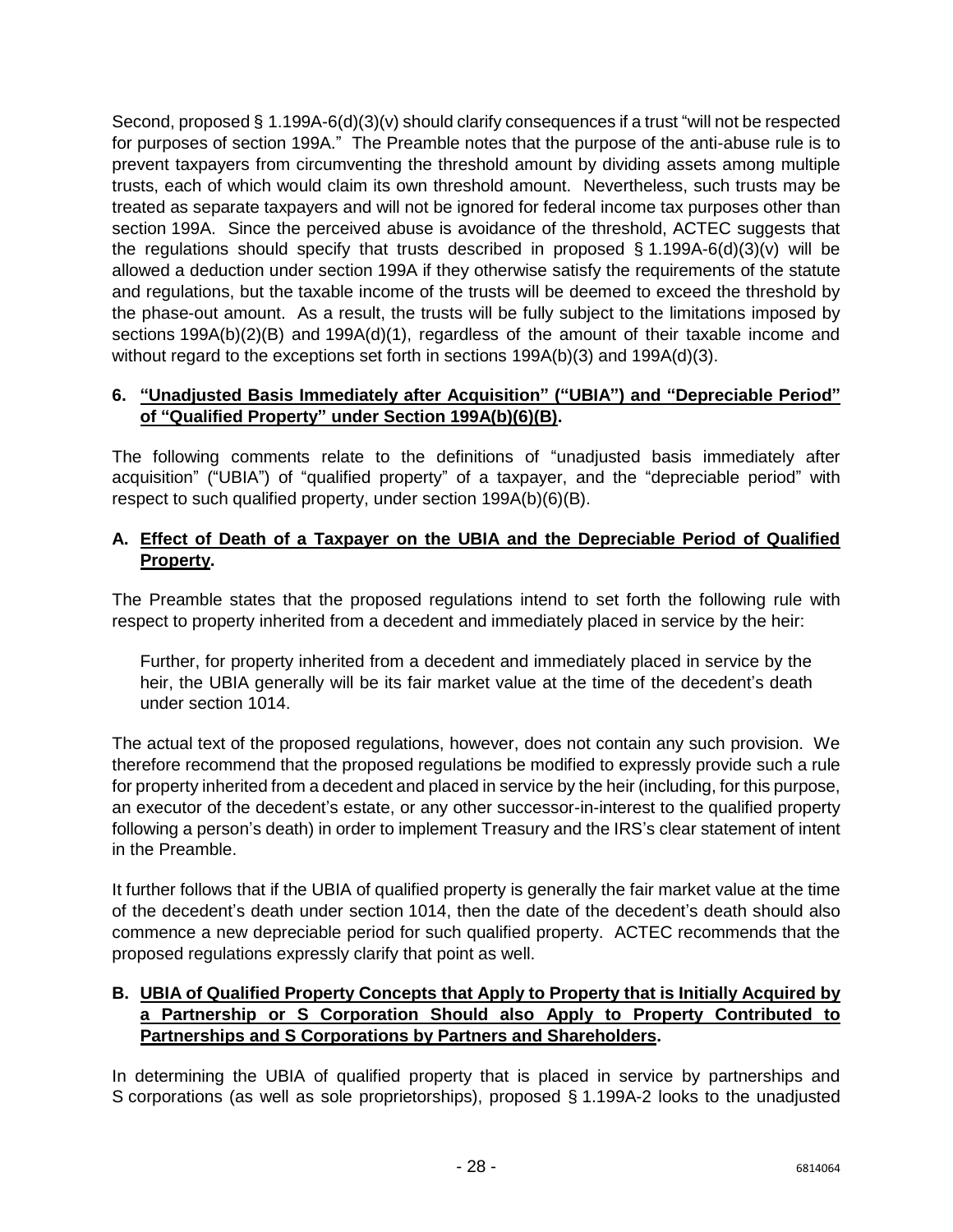Second, proposed § 1.199A-6(d)(3)(v) should clarify consequences if a trust "will not be respected for purposes of section 199A." The Preamble notes that the purpose of the anti-abuse rule is to prevent taxpayers from circumventing the threshold amount by dividing assets among multiple trusts, each of which would claim its own threshold amount. Nevertheless, such trusts may be treated as separate taxpayers and will not be ignored for federal income tax purposes other than section 199A. Since the perceived abuse is avoidance of the threshold, ACTEC suggests that the regulations should specify that trusts described in proposed § 1.199A-6(d)(3)(v) will be allowed a deduction under section 199A if they otherwise satisfy the requirements of the statute and regulations, but the taxable income of the trusts will be deemed to exceed the threshold by the phase-out amount. As a result, the trusts will be fully subject to the limitations imposed by sections 199A(b)(2)(B) and 199A(d)(1), regardless of the amount of their taxable income and without regard to the exceptions set forth in sections 199A(b)(3) and 199A(d)(3).

## 6. "Unadjusted Basis Immediately after Acquisition" ("UBIA") and "Depreciable Period" of "Qualified Property" under Section 199A(b)(6)(B).

The following comments relate to the definitions of "unadjusted basis immediately after acquisition" ("UBIA") of "qualified property" of a taxpayer, and the "depreciable period" with respect to such qualified property, under section 199A(b)(6)(B).

### A. Effect of Death of a Taxpayer on the UBIA and the Depreciable Period of Qualified Property.

The Preamble states that the proposed regulations intend to set forth the following rule with respect to property inherited from a decedent and immediately placed in service by the heir:

> Further, for property inherited from a decedent and immediately placed in service by the heir, the UBIA generally will be its fair market value at the time of the decedent's death under section 1014.

The actual text of the proposed regulations, however, does not contain any such provision. We therefore recommend that the proposed regulations be modified to expressly provide such a rule for property inherited from a decedent and placed in service by the heir (including, for this purpose, an executor of the decedent's estate, or any other successor-in-interest to the qualified property following a person's death) in order to implement Treasury and the IRS's clear statement of intent in the Preamble.

It further follows that if the UBIA of qualified property is generally the fair market value at the time of the decedent's death under section 1014, then the date of the decedent's death should also commence a new depreciable period for such qualified property. ACTEC recommends that the proposed regulations expressly clarify that point as well.

### B. UBIA of Qualified Property Concepts that Apply to Property that is Initially Acquired by a Partnership or S Corporation Should also Apply to Property Contributed to Partnerships and S Corporations by Partners and Shareholders.

In determining the UBIA of qualified property that is placed in service by partnerships and S corporations (as well as sole proprietorships), proposed § 1.199A-2 looks to the unadjusted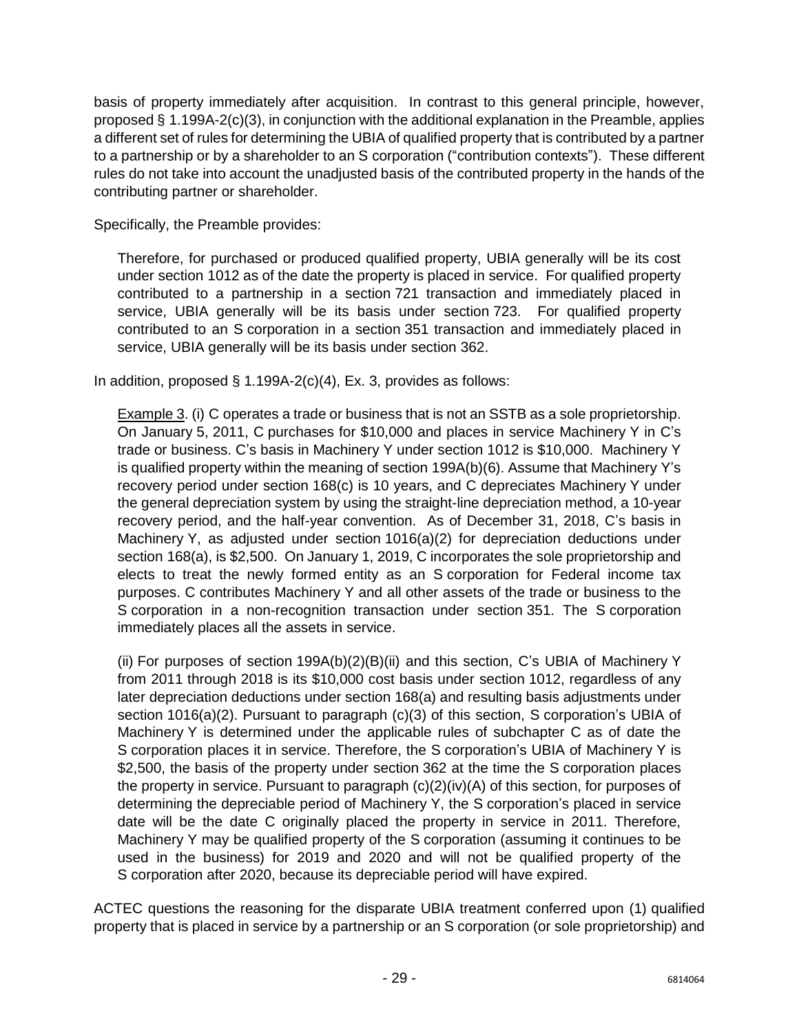basis of property immediately after acquisition. In contrast to this general principle, however, proposed § 1.199A-2(c)(3), in conjunction with the additional explanation in the Preamble, applies a different set of rules for determining the UBIA of qualified property that is contributed by a partner to a partnership or by a shareholder to an S corporation ("contribution contexts"). These different rules do not take into account the unadjusted basis of the contributed property in the hands of the contributing partner or shareholder.

Specifically, the Preamble provides:

> Therefore, for purchased or produced qualified property, UBIA generally will be its cost under section 1012 as of the date the property is placed in service. For qualified property contributed to a partnership in a section 721 transaction and immediately placed in service, UBIA generally will be its basis under section 723. For qualified property contributed to an S corporation in a section 351 transaction and immediately placed in service, UBIA generally will be its basis under section 362.

In addition, proposed § 1.199A-2(c)(4), Ex. 3, provides as follows:

> Example 3. (i) C operates a trade or business that is not an SSTB as a sole proprietorship. On January 5, 2011, C purchases for $10,000 and places in service Machinery Y in C's trade or business. C's basis in Machinery Y under section 1012 is $10,000. Machinery Y is qualified property within the meaning of section 199A(b)(6). Assume that Machinery Y's recovery period under section 168(c) is 10 years, and C depreciates Machinery Y under the general depreciation system by using the straight-line depreciation method, a 10-year recovery period, and the half-year convention. As of December 31, 2018, C's basis in Machinery Y, as adjusted under section 1016(a)(2) for depreciation deductions under section 168(a), is $2,500. On January 1, 2019, C incorporates the sole proprietorship and elects to treat the newly formed entity as an S corporation for Federal income tax purposes. C contributes Machinery Y and all other assets of the trade or business to the S corporation in a non-recognition transaction under section 351. The S corporation immediately places all the assets in service.
>
> (ii) For purposes of section 199A(b)(2)(B)(ii) and this section, C's UBIA of Machinery Y from 2011 through 2018 is its $10,000 cost basis under section 1012, regardless of any later depreciation deductions under section 168(a) and resulting basis adjustments under section 1016(a)(2). Pursuant to paragraph (c)(3) of this section, S corporation's UBIA of Machinery Y is determined under the applicable rules of subchapter C as of date the S corporation places it in service. Therefore, the S corporation's UBIA of Machinery Y is $2,500, the basis of the property under section 362 at the time the S corporation places the property in service. Pursuant to paragraph (c)(2)(iv)(A) of this section, for purposes of determining the depreciable period of Machinery Y, the S corporation's placed in service date will be the date C originally placed the property in service in 2011. Therefore, Machinery Y may be qualified property of the S corporation (assuming it continues to be used in the business) for 2019 and 2020 and will not be qualified property of the S corporation after 2020, because its depreciable period will have expired.

ACTEC questions the reasoning for the disparate UBIA treatment conferred upon (1) qualified property that is placed in service by a partnership or an S corporation (or sole proprietorship) and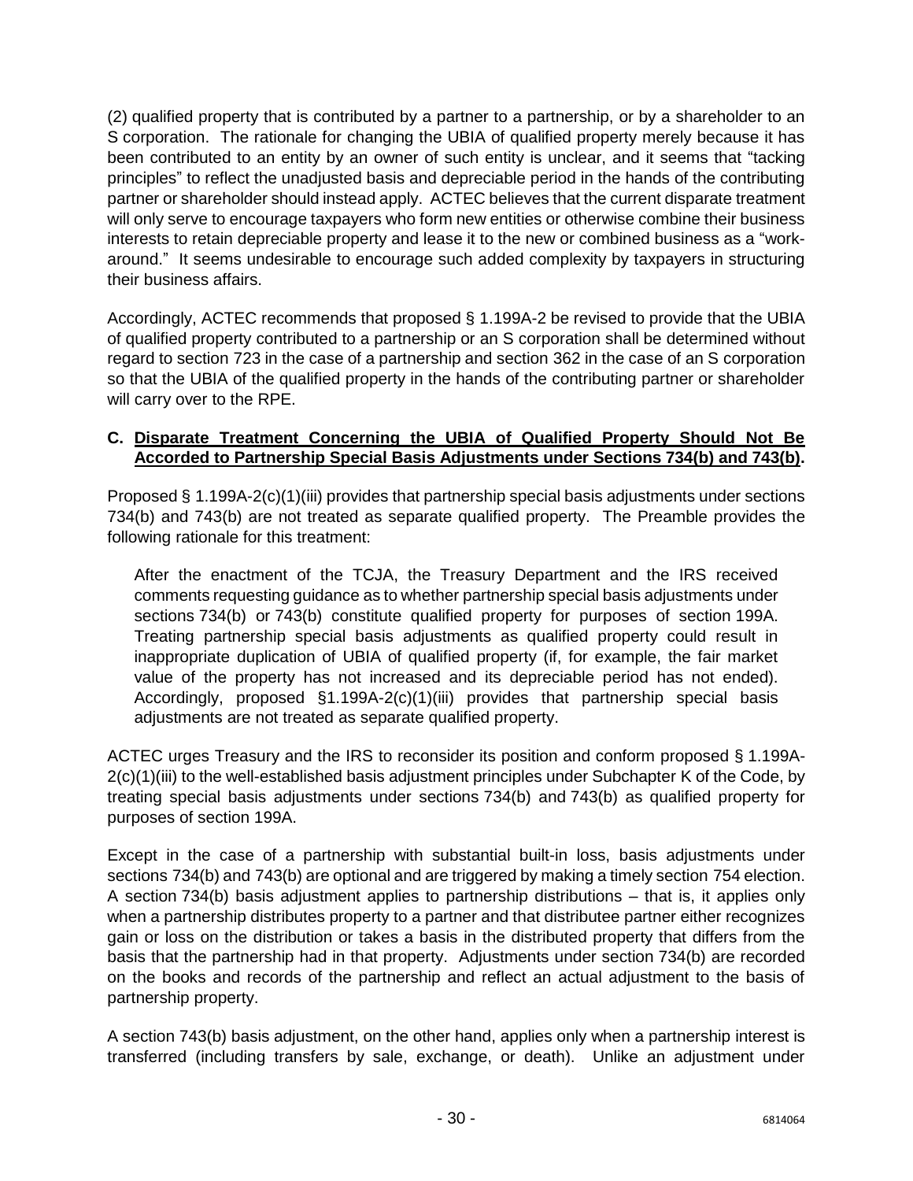(2) qualified property that is contributed by a partner to a partnership, or by a shareholder to an S corporation. The rationale for changing the UBIA of qualified property merely because it has been contributed to an entity by an owner of such entity is unclear, and it seems that "tacking principles" to reflect the unadjusted basis and depreciable period in the hands of the contributing partner or shareholder should instead apply. ACTEC believes that the current disparate treatment will only serve to encourage taxpayers who form new entities or otherwise combine their business interests to retain depreciable property and lease it to the new or combined business as a "work-around." It seems undesirable to encourage such added complexity by taxpayers in structuring their business affairs.

Accordingly, ACTEC recommends that proposed § 1.199A-2 be revised to provide that the UBIA of qualified property contributed to a partnership or an S corporation shall be determined without regard to section 723 in the case of a partnership and section 362 in the case of an S corporation so that the UBIA of the qualified property in the hands of the contributing partner or shareholder will carry over to the RPE.

**C. Disparate Treatment Concerning the UBIA of Qualified Property Should Not Be Accorded to Partnership Special Basis Adjustments under Sections 734(b) and 743(b).**

Proposed § 1.199A-2(c)(1)(iii) provides that partnership special basis adjustments under sections 734(b) and 743(b) are not treated as separate qualified property. The Preamble provides the following rationale for this treatment:

> After the enactment of the TCJA, the Treasury Department and the IRS received comments requesting guidance as to whether partnership special basis adjustments under sections 734(b) or 743(b) constitute qualified property for purposes of section 199A. Treating partnership special basis adjustments as qualified property could result in inappropriate duplication of UBIA of qualified property (if, for example, the fair market value of the property has not increased and its depreciable period has not ended). Accordingly, proposed §1.199A-2(c)(1)(iii) provides that partnership special basis adjustments are not treated as separate qualified property.

ACTEC urges Treasury and the IRS to reconsider its position and conform proposed § 1.199A-2(c)(1)(iii) to the well-established basis adjustment principles under Subchapter K of the Code, by treating special basis adjustments under sections 734(b) and 743(b) as qualified property for purposes of section 199A.

Except in the case of a partnership with substantial built-in loss, basis adjustments under sections 734(b) and 743(b) are optional and are triggered by making a timely section 754 election. A section 734(b) basis adjustment applies to partnership distributions – that is, it applies only when a partnership distributes property to a partner and that distributee partner either recognizes gain or loss on the distribution or takes a basis in the distributed property that differs from the basis that the partnership had in that property. Adjustments under section 734(b) are recorded on the books and records of the partnership and reflect an actual adjustment to the basis of partnership property.

A section 743(b) basis adjustment, on the other hand, applies only when a partnership interest is transferred (including transfers by sale, exchange, or death). Unlike an adjustment under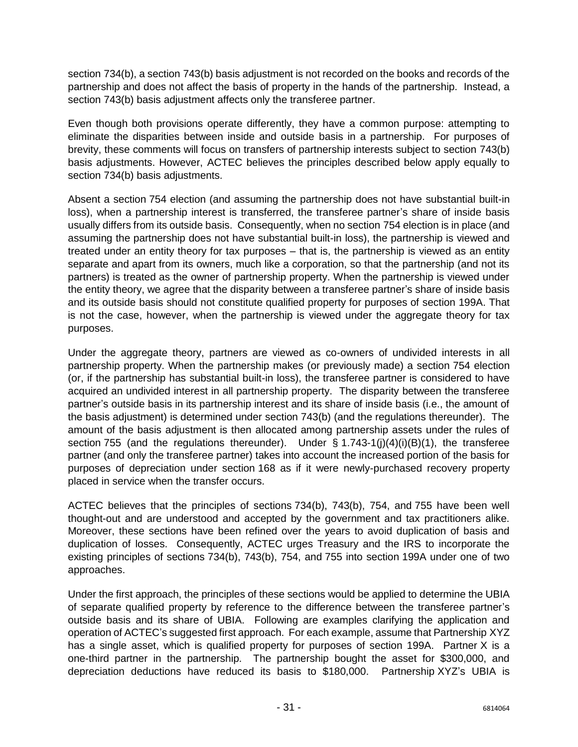section 734(b), a section 743(b) basis adjustment is not recorded on the books and records of the partnership and does not affect the basis of property in the hands of the partnership. Instead, a section 743(b) basis adjustment affects only the transferee partner.

Even though both provisions operate differently, they have a common purpose: attempting to eliminate the disparities between inside and outside basis in a partnership. For purposes of brevity, these comments will focus on transfers of partnership interests subject to section 743(b) basis adjustments. However, ACTEC believes the principles described below apply equally to section 734(b) basis adjustments.

Absent a section 754 election (and assuming the partnership does not have substantial built-in loss), when a partnership interest is transferred, the transferee partner's share of inside basis usually differs from its outside basis. Consequently, when no section 754 election is in place (and assuming the partnership does not have substantial built-in loss), the partnership is viewed and treated under an entity theory for tax purposes – that is, the partnership is viewed as an entity separate and apart from its owners, much like a corporation, so that the partnership (and not its partners) is treated as the owner of partnership property. When the partnership is viewed under the entity theory, we agree that the disparity between a transferee partner's share of inside basis and its outside basis should not constitute qualified property for purposes of section 199A. That is not the case, however, when the partnership is viewed under the aggregate theory for tax purposes.

Under the aggregate theory, partners are viewed as co-owners of undivided interests in all partnership property. When the partnership makes (or previously made) a section 754 election (or, if the partnership has substantial built-in loss), the transferee partner is considered to have acquired an undivided interest in all partnership property. The disparity between the transferee partner's outside basis in its partnership interest and its share of inside basis (i.e., the amount of the basis adjustment) is determined under section 743(b) (and the regulations thereunder). The amount of the basis adjustment is then allocated among partnership assets under the rules of section 755 (and the regulations thereunder). Under § 1.743-1(j)(4)(i)(B)(1), the transferee partner (and only the transferee partner) takes into account the increased portion of the basis for purposes of depreciation under section 168 as if it were newly-purchased recovery property placed in service when the transfer occurs.

ACTEC believes that the principles of sections 734(b), 743(b), 754, and 755 have been well thought-out and are understood and accepted by the government and tax practitioners alike. Moreover, these sections have been refined over the years to avoid duplication of basis and duplication of losses. Consequently, ACTEC urges Treasury and the IRS to incorporate the existing principles of sections 734(b), 743(b), 754, and 755 into section 199A under one of two approaches.

Under the first approach, the principles of these sections would be applied to determine the UBIA of separate qualified property by reference to the difference between the transferee partner's outside basis and its share of UBIA. Following are examples clarifying the application and operation of ACTEC's suggested first approach. For each example, assume that Partnership XYZ has a single asset, which is qualified property for purposes of section 199A. Partner X is a one-third partner in the partnership. The partnership bought the asset for $300,000, and depreciation deductions have reduced its basis to $180,000. Partnership XYZ's UBIA is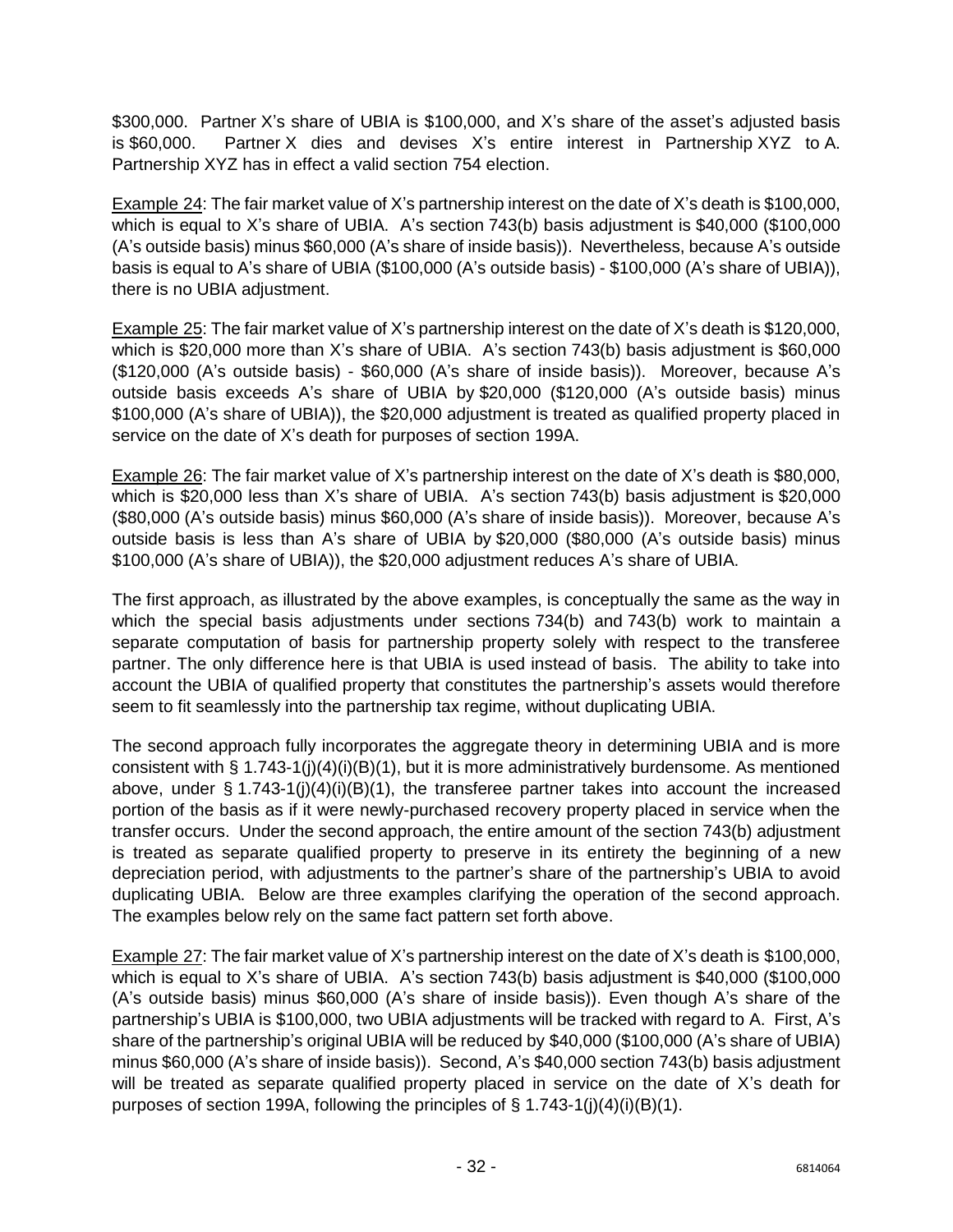$300,000. Partner X's share of UBIA is $100,000, and X's share of the asset's adjusted basis is $60,000. Partner X dies and devises X's entire interest in Partnership XYZ to A. Partnership XYZ has in effect a valid section 754 election.

<u>Example 24</u>: The fair market value of X's partnership interest on the date of X's death is $100,000, which is equal to X's share of UBIA. A's section 743(b) basis adjustment is $40,000 ($100,000 (A's outside basis) minus $60,000 (A's share of inside basis)). Nevertheless, because A's outside basis is equal to A's share of UBIA ($100,000 (A's outside basis) - $100,000 (A's share of UBIA)), there is no UBIA adjustment.

<u>Example 25</u>: The fair market value of X's partnership interest on the date of X's death is $120,000, which is $20,000 more than X's share of UBIA. A's section 743(b) basis adjustment is $60,000 ($120,000 (A's outside basis) - $60,000 (A's share of inside basis)). Moreover, because A's outside basis exceeds A's share of UBIA by $20,000 ($120,000 (A's outside basis) minus $100,000 (A's share of UBIA)), the $20,000 adjustment is treated as qualified property placed in service on the date of X's death for purposes of section 199A.

<u>Example 26</u>: The fair market value of X's partnership interest on the date of X's death is $80,000, which is $20,000 less than X's share of UBIA. A's section 743(b) basis adjustment is $20,000 ($80,000 (A's outside basis) minus $60,000 (A's share of inside basis)). Moreover, because A's outside basis is less than A's share of UBIA by $20,000 ($80,000 (A's outside basis) minus $100,000 (A's share of UBIA)), the $20,000 adjustment reduces A's share of UBIA.

The first approach, as illustrated by the above examples, is conceptually the same as the way in which the special basis adjustments under sections 734(b) and 743(b) work to maintain a separate computation of basis for partnership property solely with respect to the transferee partner. The only difference here is that UBIA is used instead of basis. The ability to take into account the UBIA of qualified property that constitutes the partnership's assets would therefore seem to fit seamlessly into the partnership tax regime, without duplicating UBIA.

The second approach fully incorporates the aggregate theory in determining UBIA and is more consistent with § 1.743-1(j)(4)(i)(B)(1), but it is more administratively burdensome. As mentioned above, under § 1.743-1(j)(4)(i)(B)(1), the transferee partner takes into account the increased portion of the basis as if it were newly-purchased recovery property placed in service when the transfer occurs. Under the second approach, the entire amount of the section 743(b) adjustment is treated as separate qualified property to preserve in its entirety the beginning of a new depreciation period, with adjustments to the partner's share of the partnership's UBIA to avoid duplicating UBIA. Below are three examples clarifying the operation of the second approach. The examples below rely on the same fact pattern set forth above.

<u>Example 27</u>: The fair market value of X's partnership interest on the date of X's death is $100,000, which is equal to X's share of UBIA. A's section 743(b) basis adjustment is $40,000 ($100,000 (A's outside basis) minus $60,000 (A's share of inside basis)). Even though A's share of the partnership's UBIA is $100,000, two UBIA adjustments will be tracked with regard to A. First, A's share of the partnership's original UBIA will be reduced by $40,000 ($100,000 (A's share of UBIA) minus $60,000 (A's share of inside basis)). Second, A's $40,000 section 743(b) basis adjustment will be treated as separate qualified property placed in service on the date of X's death for purposes of section 199A, following the principles of § 1.743-1(j)(4)(i)(B)(1).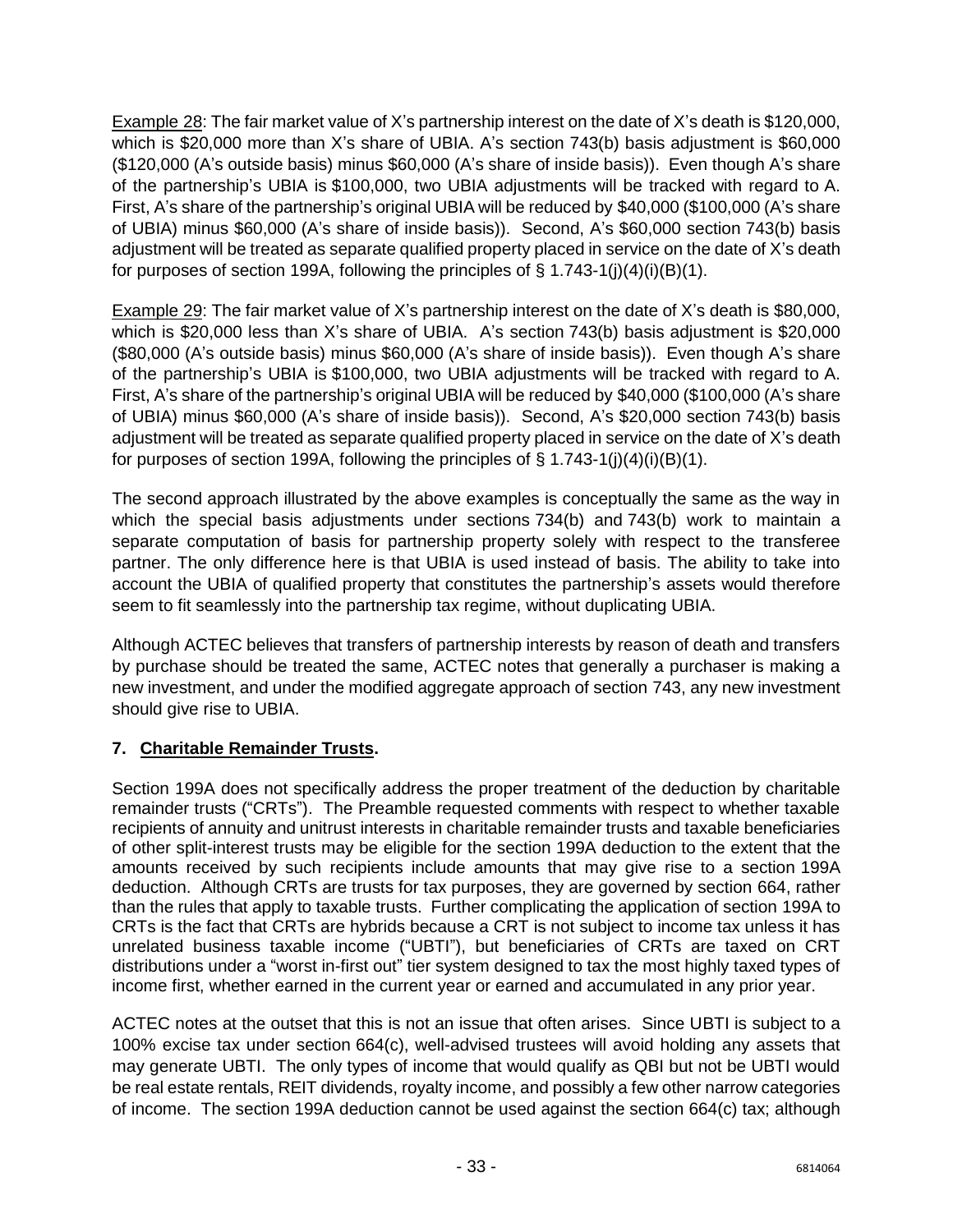<u>Example 28</u>: The fair market value of X's partnership interest on the date of X's death is $120,000, which is $20,000 more than X's share of UBIA. A's section 743(b) basis adjustment is $60,000 ($120,000 (A's outside basis) minus $60,000 (A's share of inside basis)). Even though A's share of the partnership's UBIA is $100,000, two UBIA adjustments will be tracked with regard to A. First, A's share of the partnership's original UBIA will be reduced by $40,000 ($100,000 (A's share of UBIA) minus $60,000 (A's share of inside basis)). Second, A's $60,000 section 743(b) basis adjustment will be treated as separate qualified property placed in service on the date of X's death for purposes of section 199A, following the principles of § 1.743-1(j)(4)(i)(B)(1).

<u>Example 29</u>: The fair market value of X's partnership interest on the date of X's death is $80,000, which is $20,000 less than X's share of UBIA. A's section 743(b) basis adjustment is $20,000 ($80,000 (A's outside basis) minus $60,000 (A's share of inside basis)). Even though A's share of the partnership's UBIA is $100,000, two UBIA adjustments will be tracked with regard to A. First, A's share of the partnership's original UBIA will be reduced by $40,000 ($100,000 (A's share of UBIA) minus $60,000 (A's share of inside basis)). Second, A's $20,000 section 743(b) basis adjustment will be treated as separate qualified property placed in service on the date of X's death for purposes of section 199A, following the principles of § 1.743-1(j)(4)(i)(B)(1).

The second approach illustrated by the above examples is conceptually the same as the way in which the special basis adjustments under sections 734(b) and 743(b) work to maintain a separate computation of basis for partnership property solely with respect to the transferee partner. The only difference here is that UBIA is used instead of basis. The ability to take into account the UBIA of qualified property that constitutes the partnership's assets would therefore seem to fit seamlessly into the partnership tax regime, without duplicating UBIA.

Although ACTEC believes that transfers of partnership interests by reason of death and transfers by purchase should be treated the same, ACTEC notes that generally a purchaser is making a new investment, and under the modified aggregate approach of section 743, any new investment should give rise to UBIA.

### 7. <u>Charitable Remainder Trusts</u>.

Section 199A does not specifically address the proper treatment of the deduction by charitable remainder trusts ("CRTs"). The Preamble requested comments with respect to whether taxable recipients of annuity and unitrust interests in charitable remainder trusts and taxable beneficiaries of other split-interest trusts may be eligible for the section 199A deduction to the extent that the amounts received by such recipients include amounts that may give rise to a section 199A deduction. Although CRTs are trusts for tax purposes, they are governed by section 664, rather than the rules that apply to taxable trusts. Further complicating the application of section 199A to CRTs is the fact that CRTs are hybrids because a CRT is not subject to income tax unless it has unrelated business taxable income ("UBTI"), but beneficiaries of CRTs are taxed on CRT distributions under a "worst in-first out" tier system designed to tax the most highly taxed types of income first, whether earned in the current year or earned and accumulated in any prior year.

ACTEC notes at the outset that this is not an issue that often arises. Since UBTI is subject to a 100% excise tax under section 664(c), well-advised trustees will avoid holding any assets that may generate UBTI. The only types of income that would qualify as QBI but not be UBTI would be real estate rentals, REIT dividends, royalty income, and possibly a few other narrow categories of income. The section 199A deduction cannot be used against the section 664(c) tax; although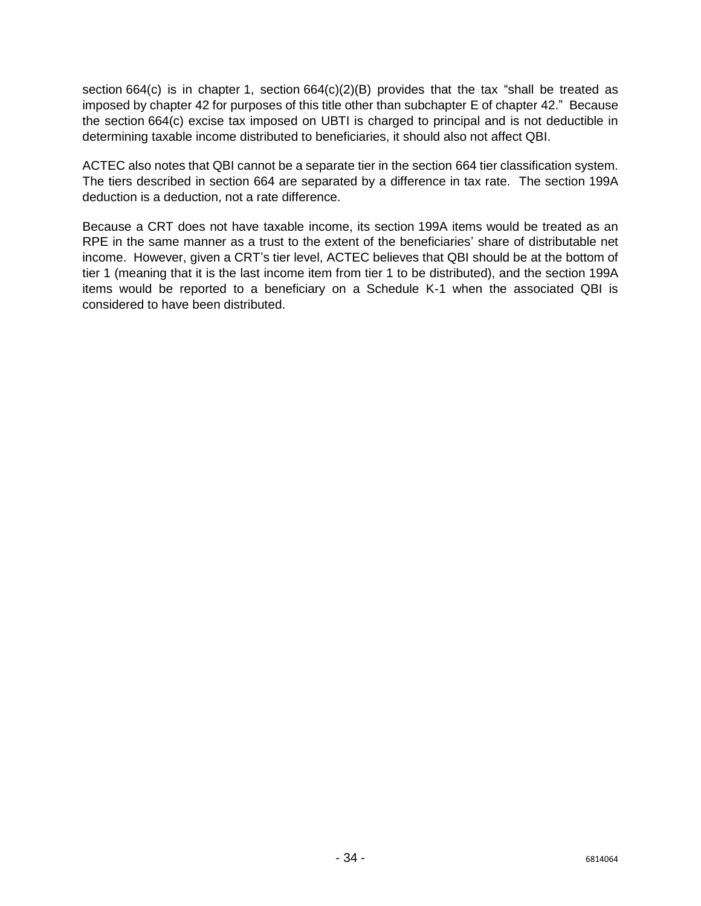section 664(c) is in chapter 1, section 664(c)(2)(B) provides that the tax "shall be treated as imposed by chapter 42 for purposes of this title other than subchapter E of chapter 42." Because the section 664(c) excise tax imposed on UBTI is charged to principal and is not deductible in determining taxable income distributed to beneficiaries, it should also not affect QBI.

ACTEC also notes that QBI cannot be a separate tier in the section 664 tier classification system. The tiers described in section 664 are separated by a difference in tax rate. The section 199A deduction is a deduction, not a rate difference.

Because a CRT does not have taxable income, its section 199A items would be treated as an RPE in the same manner as a trust to the extent of the beneficiaries' share of distributable net income. However, given a CRT's tier level, ACTEC believes that QBI should be at the bottom of tier 1 (meaning that it is the last income item from tier 1 to be distributed), and the section 199A items would be reported to a beneficiary on a Schedule K-1 when the associated QBI is considered to have been distributed.